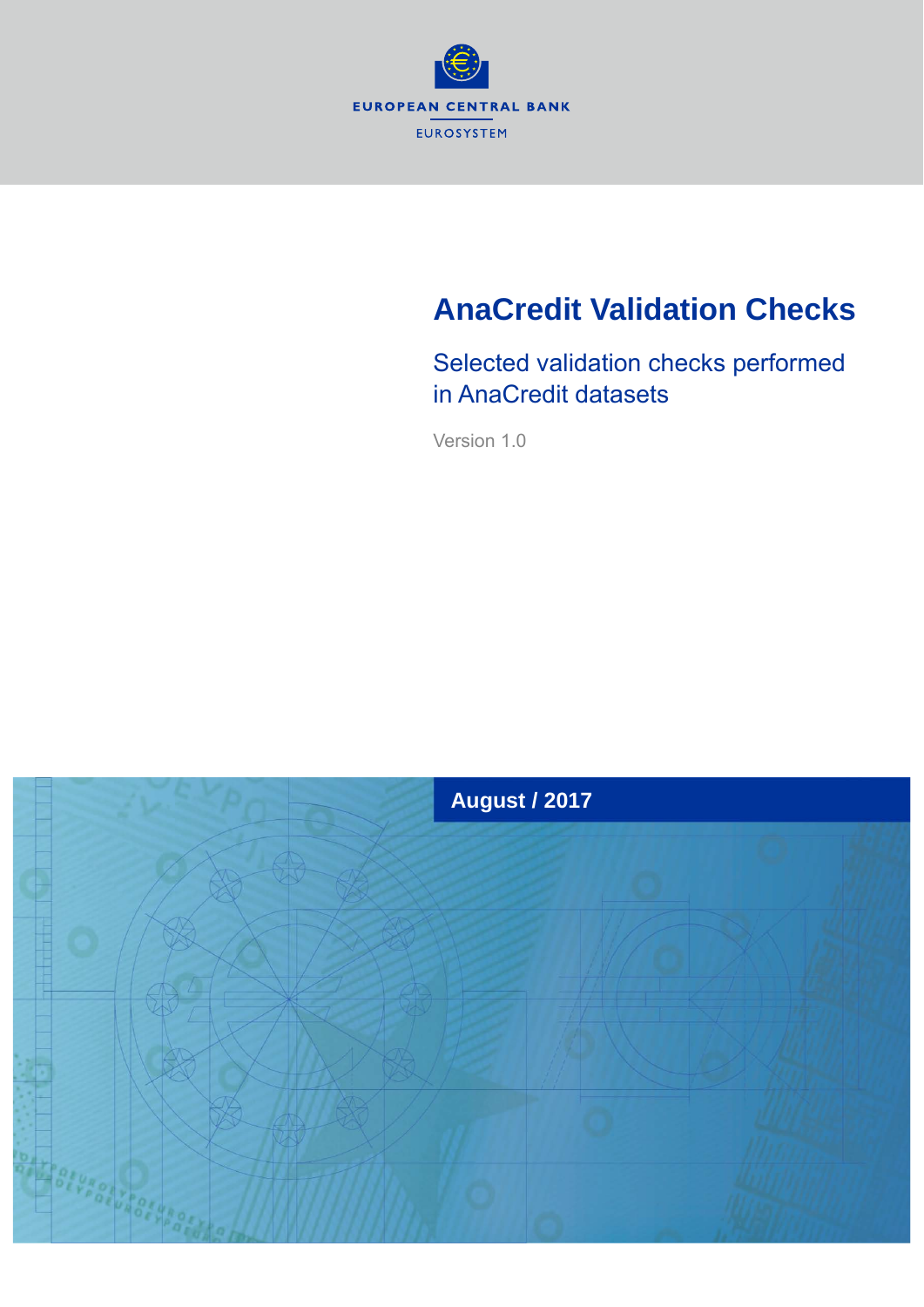EUROPEAN CENTRAL BANK

EUROSYSTEM

# AnaCredit Validation Checks

## Selected validation checks performed in AnaCredit datasets

Version 1.0

**August / 2017**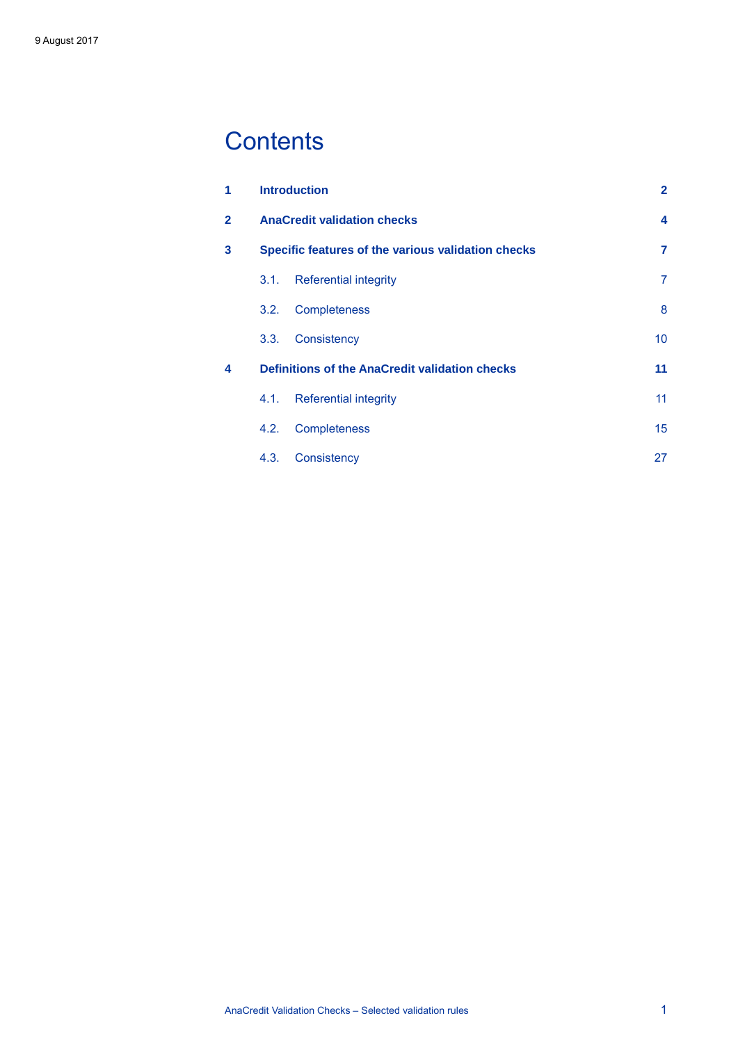9 August 2017

# Contents

| | | |
|---|---|---|
| **1** | **Introduction** | **2** |
| **2** | **AnaCredit validation checks** | **4** |
| **3** | **Specific features of the various validation checks** | **7** |
| | 3.1. Referential integrity | 7 |
| | 3.2. Completeness | 8 |
| | 3.3. Consistency | 10 |
| **4** | **Definitions of the AnaCredit validation checks** | **11** |
| | 4.1. Referential integrity | 11 |
| | 4.2. Completeness | 15 |
| | 4.3. Consistency | 27 |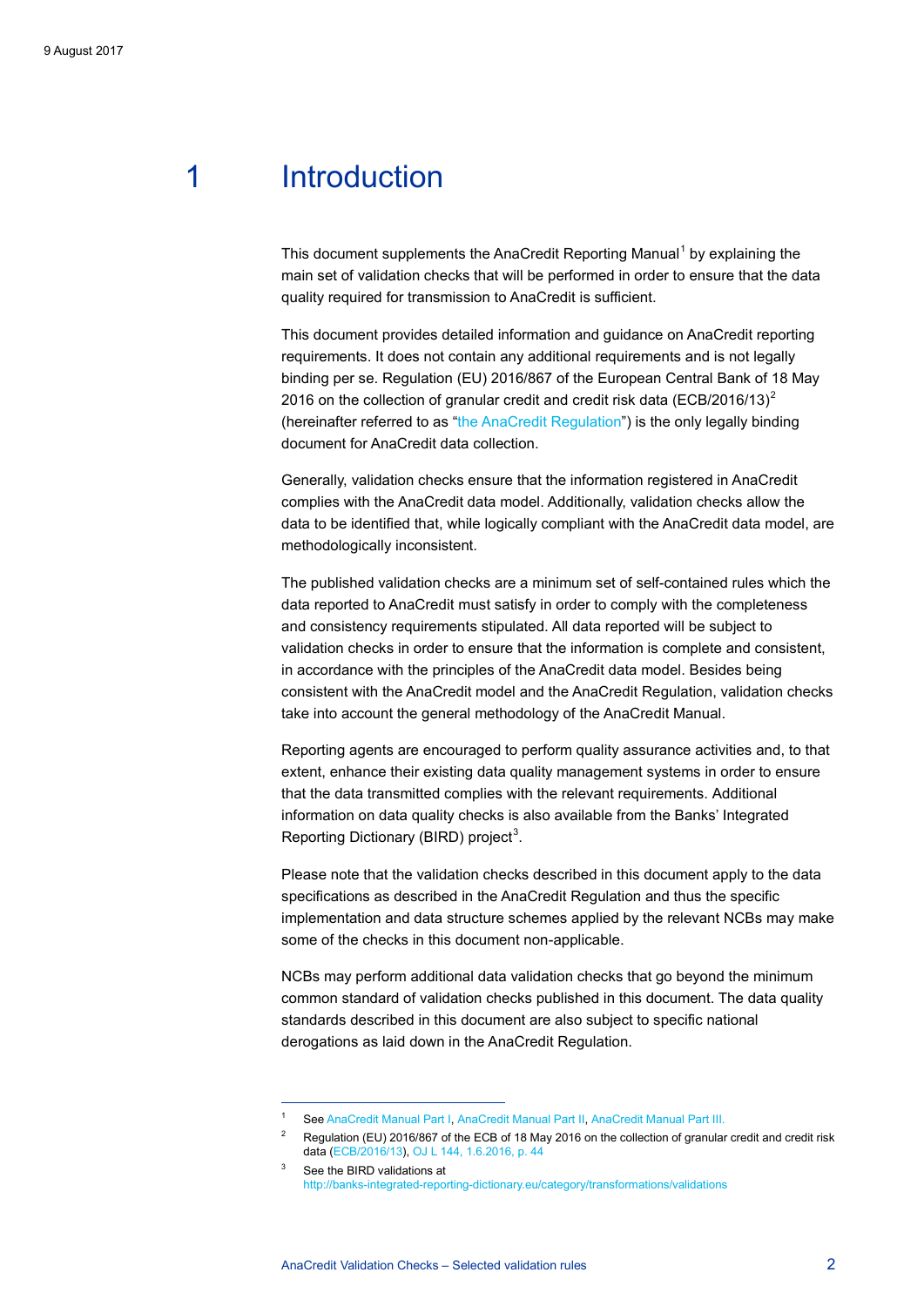# 1 Introduction

This document supplements the AnaCredit Reporting Manual[1] by explaining the main set of validation checks that will be performed in order to ensure that the data quality required for transmission to AnaCredit is sufficient.

This document provides detailed information and guidance on AnaCredit reporting requirements. It does not contain any additional requirements and is not legally binding per se. Regulation (EU) 2016/867 of the European Central Bank of 18 May 2016 on the collection of granular credit and credit risk data (ECB/2016/13)[2] (hereinafter referred to as "the AnaCredit Regulation") is the only legally binding document for AnaCredit data collection.

Generally, validation checks ensure that the information registered in AnaCredit complies with the AnaCredit data model. Additionally, validation checks allow the data to be identified that, while logically compliant with the AnaCredit data model, are methodologically inconsistent.

The published validation checks are a minimum set of self-contained rules which the data reported to AnaCredit must satisfy in order to comply with the completeness and consistency requirements stipulated. All data reported will be subject to validation checks in order to ensure that the information is complete and consistent, in accordance with the principles of the AnaCredit data model. Besides being consistent with the AnaCredit model and the AnaCredit Regulation, validation checks take into account the general methodology of the AnaCredit Manual.

Reporting agents are encouraged to perform quality assurance activities and, to that extent, enhance their existing data quality management systems in order to ensure that the data transmitted complies with the relevant requirements. Additional information on data quality checks is also available from the Banks' Integrated Reporting Dictionary (BIRD) project[3].

Please note that the validation checks described in this document apply to the data specifications as described in the AnaCredit Regulation and thus the specific implementation and data structure schemes applied by the relevant NCBs may make some of the checks in this document non-applicable.

NCBs may perform additional data validation checks that go beyond the minimum common standard of validation checks published in this document. The data quality standards described in this document are also subject to specific national derogations as laid down in the AnaCredit Regulation.

---

[1] See AnaCredit Manual Part I, AnaCredit Manual Part II, AnaCredit Manual Part III.

[2] Regulation (EU) 2016/867 of the ECB of 18 May 2016 on the collection of granular credit and credit risk data (ECB/2016/13), OJ L 144, 1.6.2016, p. 44

[3] See the BIRD validations at http://banks-integrated-reporting-dictionary.eu/category/transformations/validations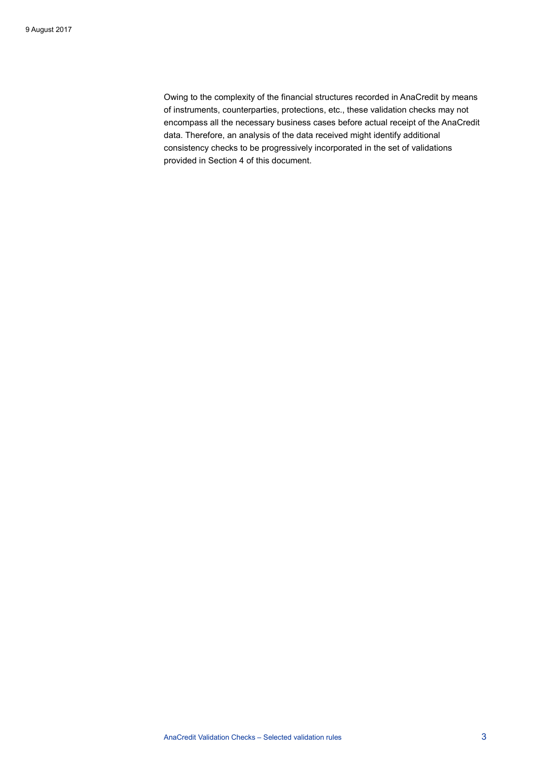Owing to the complexity of the financial structures recorded in AnaCredit by means of instruments, counterparties, protections, etc., these validation checks may not encompass all the necessary business cases before actual receipt of the AnaCredit data. Therefore, an analysis of the data received might identify additional consistency checks to be progressively incorporated in the set of validations provided in Section 4 of this document.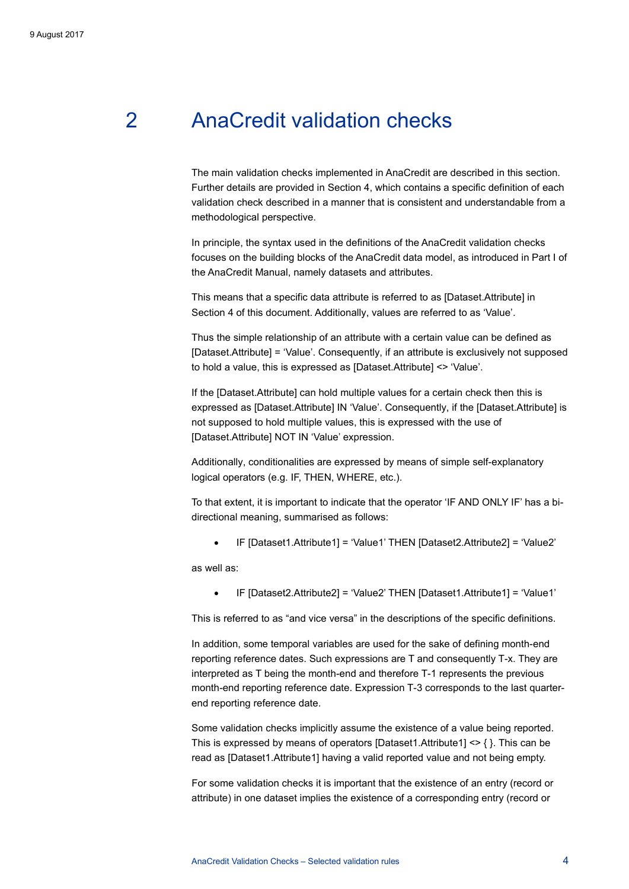# 2 AnaCredit validation checks

The main validation checks implemented in AnaCredit are described in this section. Further details are provided in Section 4, which contains a specific definition of each validation check described in a manner that is consistent and understandable from a methodological perspective.

In principle, the syntax used in the definitions of the AnaCredit validation checks focuses on the building blocks of the AnaCredit data model, as introduced in Part I of the AnaCredit Manual, namely datasets and attributes.

This means that a specific data attribute is referred to as [Dataset.Attribute] in Section 4 of this document. Additionally, values are referred to as 'Value'.

Thus the simple relationship of an attribute with a certain value can be defined as [Dataset.Attribute] = 'Value'. Consequently, if an attribute is exclusively not supposed to hold a value, this is expressed as [Dataset.Attribute] <> 'Value'.

If the [Dataset.Attribute] can hold multiple values for a certain check then this is expressed as [Dataset.Attribute] IN 'Value'. Consequently, if the [Dataset.Attribute] is not supposed to hold multiple values, this is expressed with the use of [Dataset.Attribute] NOT IN 'Value' expression.

Additionally, conditionalities are expressed by means of simple self-explanatory logical operators (e.g. IF, THEN, WHERE, etc.).

To that extent, it is important to indicate that the operator 'IF AND ONLY IF' has a bi-directional meaning, summarised as follows:

- IF [Dataset1.Attribute1] = 'Value1' THEN [Dataset2.Attribute2] = 'Value2'

as well as:

- IF [Dataset2.Attribute2] = 'Value2' THEN [Dataset1.Attribute1] = 'Value1'

This is referred to as "and vice versa" in the descriptions of the specific definitions.

In addition, some temporal variables are used for the sake of defining month-end reporting reference dates. Such expressions are T and consequently T-x. They are interpreted as T being the month-end and therefore T-1 represents the previous month-end reporting reference date. Expression T-3 corresponds to the last quarter-end reporting reference date.

Some validation checks implicitly assume the existence of a value being reported. This is expressed by means of operators [Dataset1.Attribute1] <> { }. This can be read as [Dataset1.Attribute1] having a valid reported value and not being empty.

For some validation checks it is important that the existence of an entry (record or attribute) in one dataset implies the existence of a corresponding entry (record or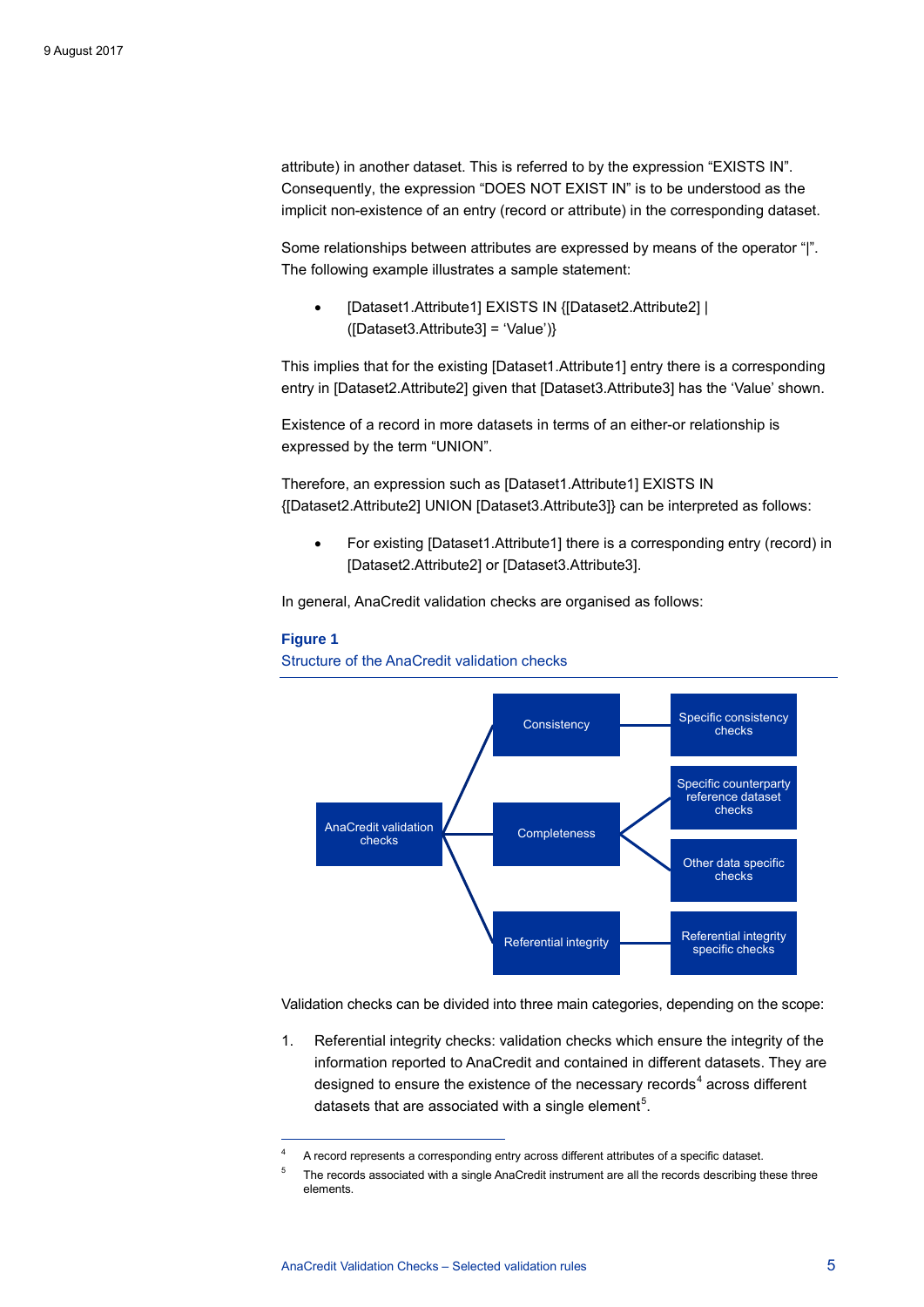attribute) in another dataset. This is referred to by the expression "EXISTS IN". Consequently, the expression "DOES NOT EXIST IN" is to be understood as the implicit non-existence of an entry (record or attribute) in the corresponding dataset.

Some relationships between attributes are expressed by means of the operator "|". The following example illustrates a sample statement:

- [Dataset1.Attribute1] EXISTS IN {[Dataset2.Attribute2] | ([Dataset3.Attribute3] = 'Value')}

This implies that for the existing [Dataset1.Attribute1] entry there is a corresponding entry in [Dataset2.Attribute2] given that [Dataset3.Attribute3] has the 'Value' shown.

Existence of a record in more datasets in terms of an either-or relationship is expressed by the term "UNION".

Therefore, an expression such as [Dataset1.Attribute1] EXISTS IN {[Dataset2.Attribute2] UNION [Dataset3.Attribute3]} can be interpreted as follows:

- For existing [Dataset1.Attribute1] there is a corresponding entry (record) in [Dataset2.Attribute2] or [Dataset3.Attribute3].

In general, AnaCredit validation checks are organised as follows:

**Figure 1**
Structure of the AnaCredit validation checks

- AnaCredit validation checks
  - Consistency
    - Specific consistency checks
  - Completeness
    - Specific counterparty reference dataset checks
    - Other data specific checks
  - Referential integrity
    - Referential integrity specific checks

Validation checks can be divided into three main categories, depending on the scope:

1. Referential integrity checks: validation checks which ensure the integrity of the information reported to AnaCredit and contained in different datasets. They are designed to ensure the existence of the necessary records[4] across different datasets that are associated with a single element[5].

---

[4] A record represents a corresponding entry across different attributes of a specific dataset.

[5] The records associated with a single AnaCredit instrument are all the records describing these three elements.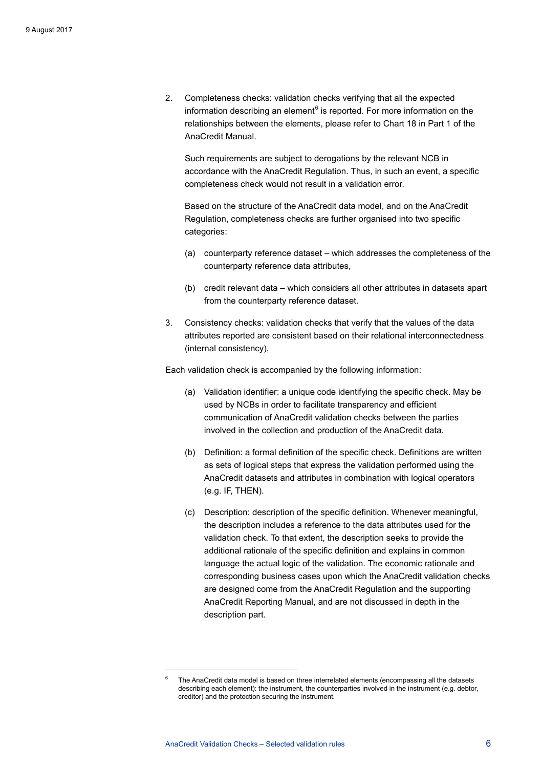2. Completeness checks: validation checks verifying that all the expected information describing an element[6] is reported. For more information on the relationships between the elements, please refer to Chart 18 in Part 1 of the AnaCredit Manual.

   Such requirements are subject to derogations by the relevant NCB in accordance with the AnaCredit Regulation. Thus, in such an event, a specific completeness check would not result in a validation error.

   Based on the structure of the AnaCredit data model, and on the AnaCredit Regulation, completeness checks are further organised into two specific categories:

   (a) counterparty reference dataset – which addresses the completeness of the counterparty reference data attributes,

   (b) credit relevant data – which considers all other attributes in datasets apart from the counterparty reference dataset.

3. Consistency checks: validation checks that verify that the values of the data attributes reported are consistent based on their relational interconnectedness (internal consistency),

Each validation check is accompanied by the following information:

(a) Validation identifier: a unique code identifying the specific check. May be used by NCBs in order to facilitate transparency and efficient communication of AnaCredit validation checks between the parties involved in the collection and production of the AnaCredit data.

(b) Definition: a formal definition of the specific check. Definitions are written as sets of logical steps that express the validation performed using the AnaCredit datasets and attributes in combination with logical operators (e.g. IF, THEN).

(c) Description: description of the specific definition. Whenever meaningful, the description includes a reference to the data attributes used for the validation check. To that extent, the description seeks to provide the additional rationale of the specific definition and explains in common language the actual logic of the validation. The economic rationale and corresponding business cases upon which the AnaCredit validation checks are designed come from the AnaCredit Regulation and the supporting AnaCredit Reporting Manual, and are not discussed in depth in the description part.

---

[6] The AnaCredit data model is based on three interrelated elements (encompassing all the datasets describing each element): the instrument, the counterparties involved in the instrument (e.g. debtor, creditor) and the protection securing the instrument.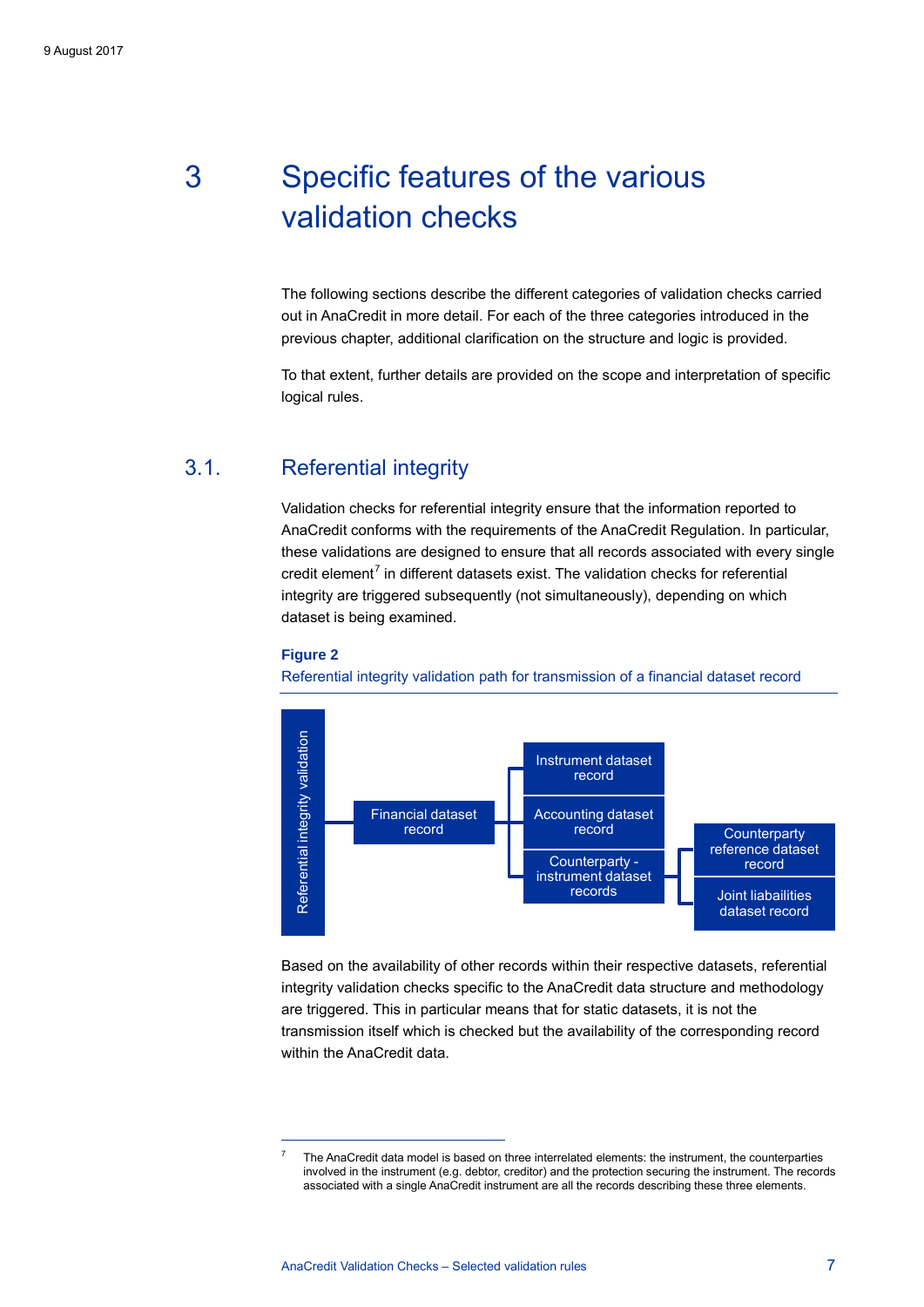# 3 Specific features of the various validation checks

The following sections describe the different categories of validation checks carried out in AnaCredit in more detail. For each of the three categories introduced in the previous chapter, additional clarification on the structure and logic is provided.

To that extent, further details are provided on the scope and interpretation of specific logical rules.

## 3.1. Referential integrity

Validation checks for referential integrity ensure that the information reported to AnaCredit conforms with the requirements of the AnaCredit Regulation. In particular, these validations are designed to ensure that all records associated with every single credit element[7] in different datasets exist. The validation checks for referential integrity are triggered subsequently (not simultaneously), depending on which dataset is being examined.

**Figure 2**

Referential integrity validation path for transmission of a financial dataset record

Referential integrity validation

Financial dataset record

Instrument dataset record

Accounting dataset record

Counterparty - instrument dataset records

Counterparty reference dataset record

Joint laibailities dataset record

Based on the availability of other records within their respective datasets, referential integrity validation checks specific to the AnaCredit data structure and methodology are triggered. This in particular means that for static datasets, it is not the transmission itself which is checked but the availability of the corresponding record within the AnaCredit data.

---

[7] The AnaCredit data model is based on three interrelated elements: the instrument, the counterparties involved in the instrument (e.g. debtor, creditor) and the protection securing the instrument. The records associated with a single AnaCredit instrument are all the records describing these three elements.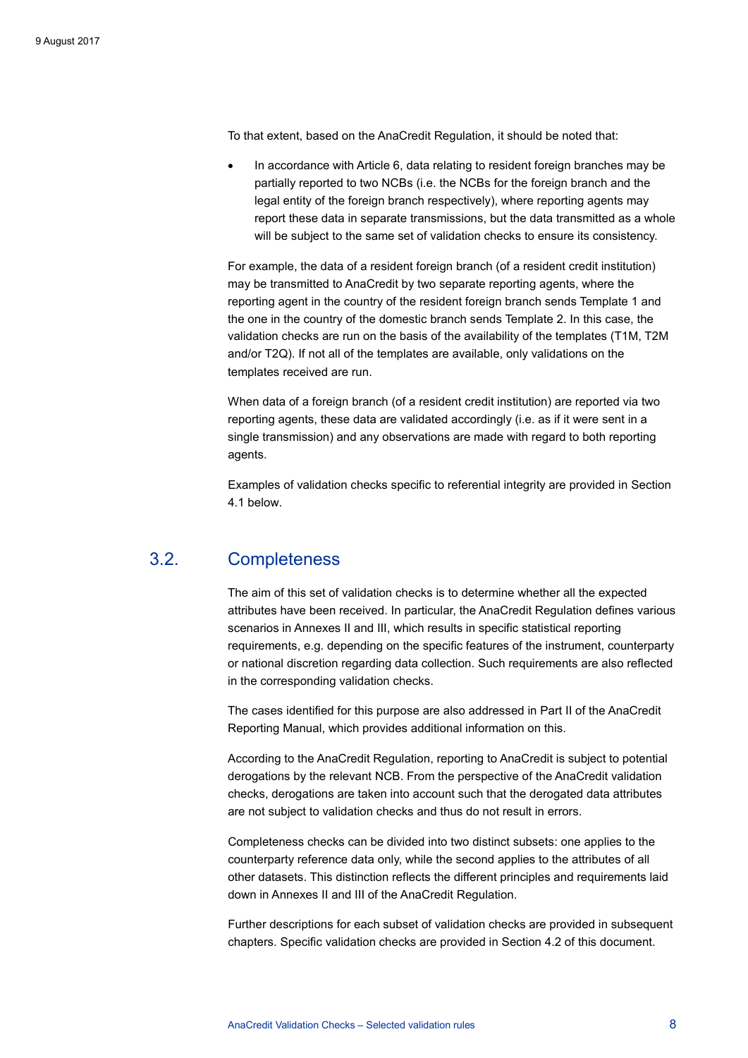To that extent, based on the AnaCredit Regulation, it should be noted that:

- In accordance with Article 6, data relating to resident foreign branches may be partially reported to two NCBs (i.e. the NCBs for the foreign branch and the legal entity of the foreign branch respectively), where reporting agents may report these data in separate transmissions, but the data transmitted as a whole will be subject to the same set of validation checks to ensure its consistency.

For example, the data of a resident foreign branch (of a resident credit institution) may be transmitted to AnaCredit by two separate reporting agents, where the reporting agent in the country of the resident foreign branch sends Template 1 and the one in the country of the domestic branch sends Template 2. In this case, the validation checks are run on the basis of the availability of the templates (T1M, T2M and/or T2Q). If not all of the templates are available, only validations on the templates received are run.

When data of a foreign branch (of a resident credit institution) are reported via two reporting agents, these data are validated accordingly (i.e. as if it were sent in a single transmission) and any observations are made with regard to both reporting agents.

Examples of validation checks specific to referential integrity are provided in Section 4.1 below.

## 3.2. Completeness

The aim of this set of validation checks is to determine whether all the expected attributes have been received. In particular, the AnaCredit Regulation defines various scenarios in Annexes II and III, which results in specific statistical reporting requirements, e.g. depending on the specific features of the instrument, counterparty or national discretion regarding data collection. Such requirements are also reflected in the corresponding validation checks.

The cases identified for this purpose are also addressed in Part II of the AnaCredit Reporting Manual, which provides additional information on this.

According to the AnaCredit Regulation, reporting to AnaCredit is subject to potential derogations by the relevant NCB. From the perspective of the AnaCredit validation checks, derogations are taken into account such that the derogated data attributes are not subject to validation checks and thus do not result in errors.

Completeness checks can be divided into two distinct subsets: one applies to the counterparty reference data only, while the second applies to the attributes of all other datasets. This distinction reflects the different principles and requirements laid down in Annexes II and III of the AnaCredit Regulation.

Further descriptions for each subset of validation checks are provided in subsequent chapters. Specific validation checks are provided in Section 4.2 of this document.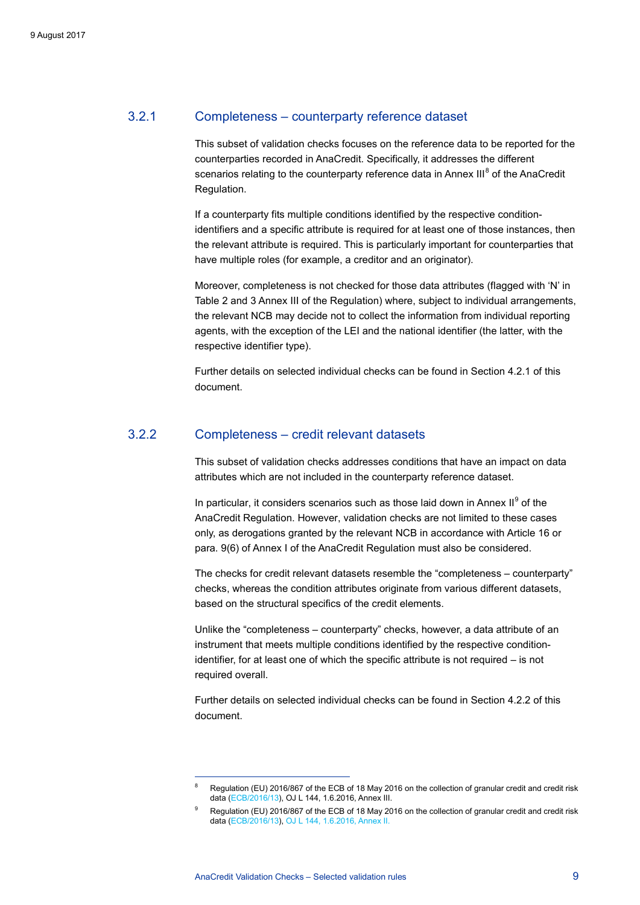### 3.2.1 Completeness – counterparty reference dataset

This subset of validation checks focuses on the reference data to be reported for the counterparties recorded in AnaCredit. Specifically, it addresses the different scenarios relating to the counterparty reference data in Annex III[8] of the AnaCredit Regulation.

If a counterparty fits multiple conditions identified by the respective condition-identifiers and a specific attribute is required for at least one of those instances, then the relevant attribute is required. This is particularly important for counterparties that have multiple roles (for example, a creditor and an originator).

Moreover, completeness is not checked for those data attributes (flagged with 'N' in Table 2 and 3 Annex III of the Regulation) where, subject to individual arrangements, the relevant NCB may decide not to collect the information from individual reporting agents, with the exception of the LEI and the national identifier (the latter, with the respective identifier type).

Further details on selected individual checks can be found in Section 4.2.1 of this document.

### 3.2.2 Completeness – credit relevant datasets

This subset of validation checks addresses conditions that have an impact on data attributes which are not included in the counterparty reference dataset.

In particular, it considers scenarios such as those laid down in Annex II[9] of the AnaCredit Regulation. However, validation checks are not limited to these cases only, as derogations granted by the relevant NCB in accordance with Article 16 or para. 9(6) of Annex I of the AnaCredit Regulation must also be considered.

The checks for credit relevant datasets resemble the "completeness – counterparty" checks, whereas the condition attributes originate from various different datasets, based on the structural specifics of the credit elements.

Unlike the "completeness – counterparty" checks, however, a data attribute of an instrument that meets multiple conditions identified by the respective condition-identifier, for at least one of which the specific attribute is not required – is not required overall.

Further details on selected individual checks can be found in Section 4.2.2 of this document.

---

[8] Regulation (EU) 2016/867 of the ECB of 18 May 2016 on the collection of granular credit and credit risk data (ECB/2016/13), OJ L 144, 1.6.2016, Annex III.

[9] Regulation (EU) 2016/867 of the ECB of 18 May 2016 on the collection of granular credit and credit risk data (ECB/2016/13), OJ L 144, 1.6.2016, Annex II.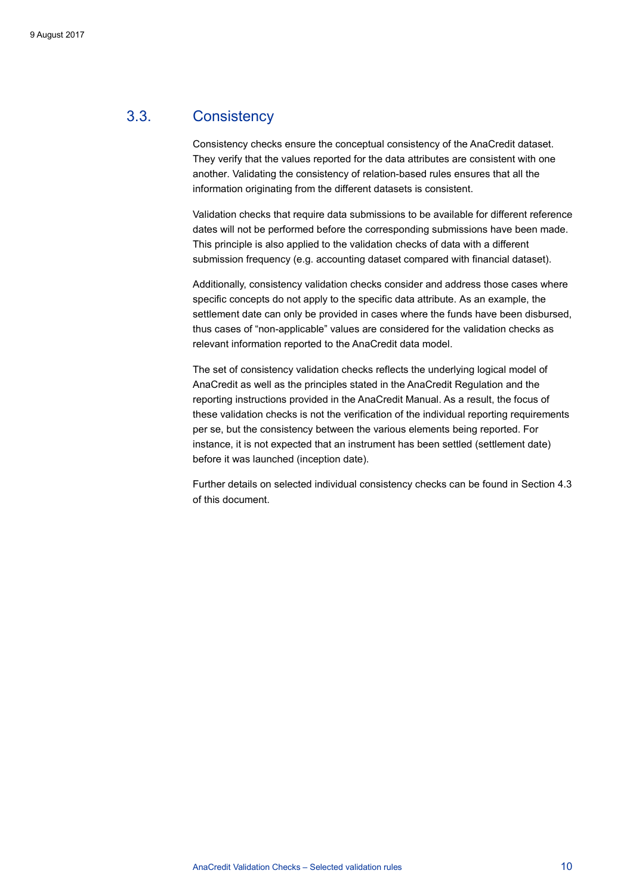## 3.3. Consistency

Consistency checks ensure the conceptual consistency of the AnaCredit dataset. They verify that the values reported for the data attributes are consistent with one another. Validating the consistency of relation-based rules ensures that all the information originating from the different datasets is consistent.

Validation checks that require data submissions to be available for different reference dates will not be performed before the corresponding submissions have been made. This principle is also applied to the validation checks of data with a different submission frequency (e.g. accounting dataset compared with financial dataset).

Additionally, consistency validation checks consider and address those cases where specific concepts do not apply to the specific data attribute. As an example, the settlement date can only be provided in cases where the funds have been disbursed, thus cases of "non-applicable" values are considered for the validation checks as relevant information reported to the AnaCredit data model.

The set of consistency validation checks reflects the underlying logical model of AnaCredit as well as the principles stated in the AnaCredit Regulation and the reporting instructions provided in the AnaCredit Manual. As a result, the focus of these validation checks is not the verification of the individual reporting requirements per se, but the consistency between the various elements being reported. For instance, it is not expected that an instrument has been settled (settlement date) before it was launched (inception date).

Further details on selected individual consistency checks can be found in Section 4.3 of this document.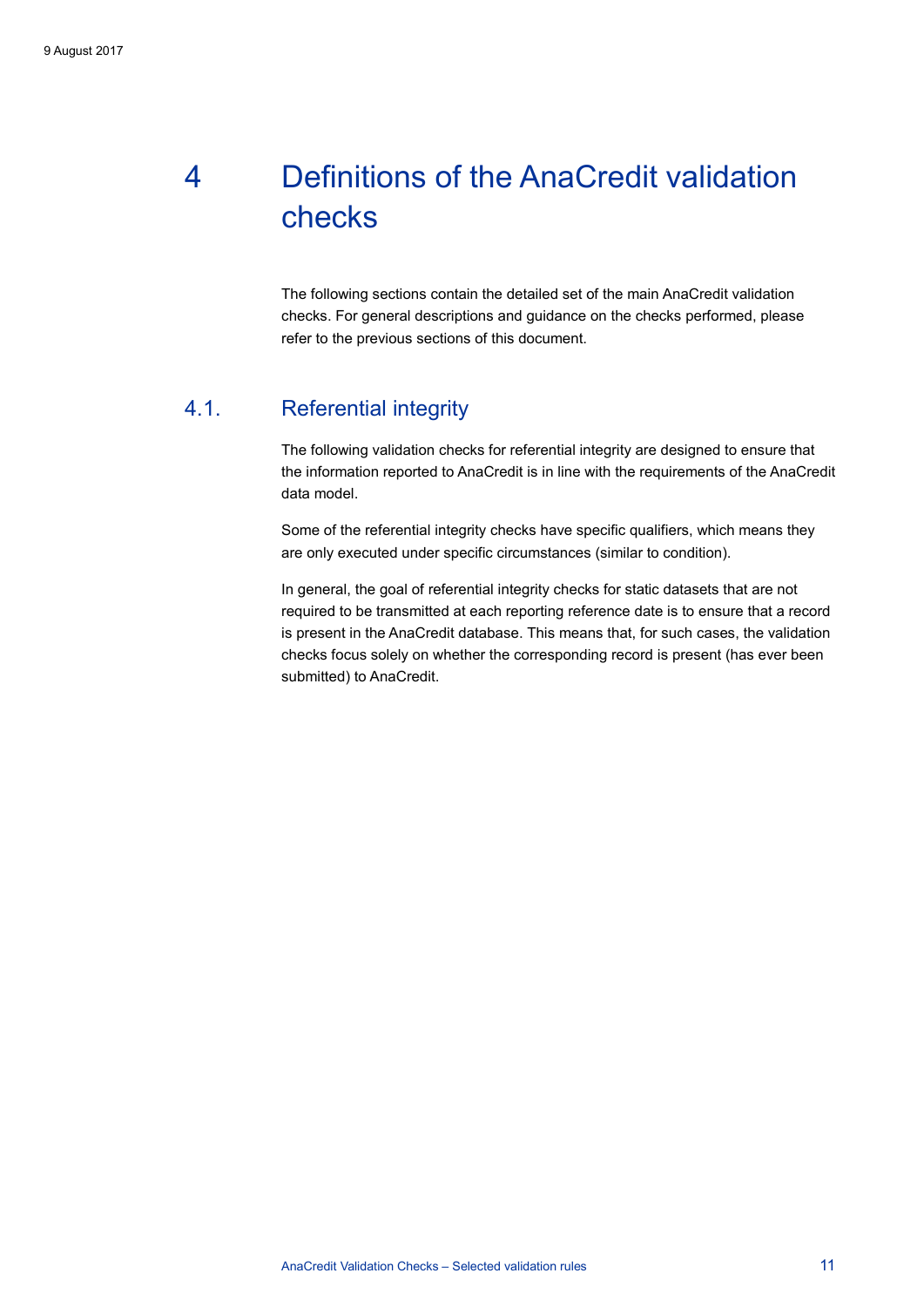# 4 Definitions of the AnaCredit validation checks

The following sections contain the detailed set of the main AnaCredit validation checks. For general descriptions and guidance on the checks performed, please refer to the previous sections of this document.

## 4.1. Referential integrity

The following validation checks for referential integrity are designed to ensure that the information reported to AnaCredit is in line with the requirements of the AnaCredit data model.

Some of the referential integrity checks have specific qualifiers, which means they are only executed under specific circumstances (similar to condition).

In general, the goal of referential integrity checks for static datasets that are not required to be transmitted at each reporting reference date is to ensure that a record is present in the AnaCredit database. This means that, for such cases, the validation checks focus solely on whether the corresponding record is present (has ever been submitted) to AnaCredit.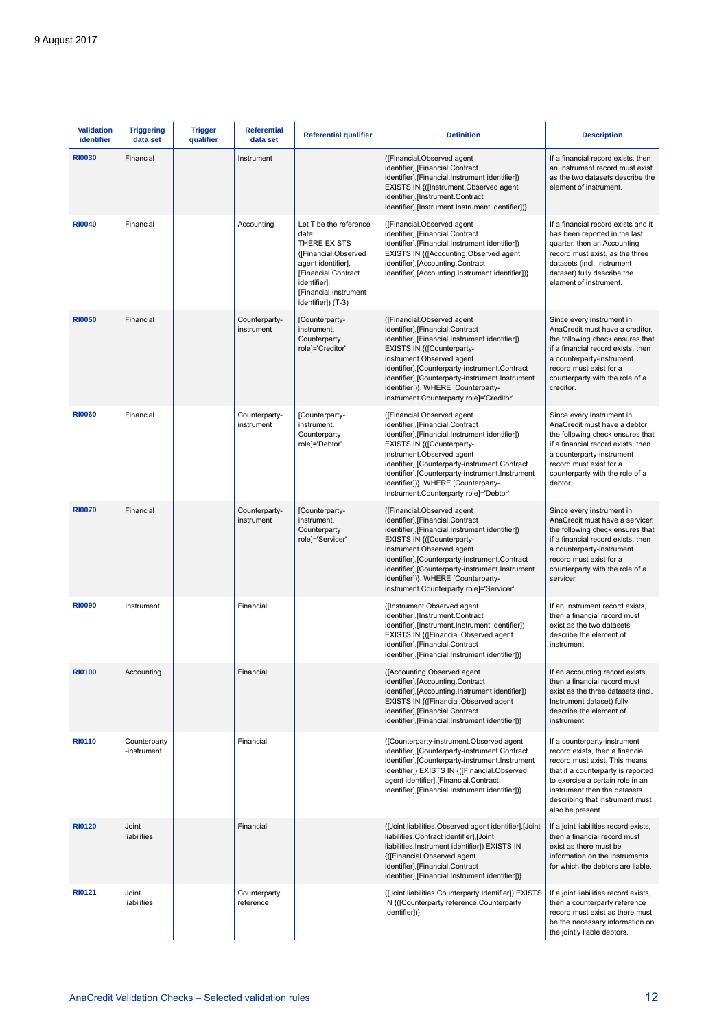9 August 2017

| Validation identifier | Triggering data set | Trigger qualifier | Referential data set | Referential qualifier | Definition | Description |
|---|---|---|---|---|---|---|
| RI0030 | Financial | | Instrument | | ([Financial.Observed agent identifier],[Financial.Contract identifier],[Financial.Instrument identifier]) EXISTS IN {([Instrument.Observed agent identifier],[Instrument.Contract identifier],[Instrument.Instrument identifier])} | If a financial record exists, then an Instrument record must exist as the two datasets describe the element of instrument. |
| RI0040 | Financial | | Accounting | Let T be the reference date: THERE EXISTS ([Financial.Observed agent identifier], [Financial.Contract identifier], [Financial.Instrument identifier]) (T-3) | ([Financial.Observed agent identifier],[Financial.Contract identifier],[Financial.Instrument identifier]) EXISTS IN {([Accounting.Observed agent identifier],[Accounting.Contract identifier],[Accounting.Instrument identifier])} | If a financial record exists and it has been reported in the last quarter, then an Accounting record must exist, as the three datasets (incl. Instrument dataset) fully describe the element of instrument. |
| RI0050 | Financial | | Counterparty-instrument | [Counterparty-instrument. Counterparty role]='Creditor' | ([Financial.Observed agent identifier],[Financial.Contract identifier],[Financial.Instrument identifier]) EXISTS IN {([Counterparty-instrument.Observed agent identifier],[Counterparty-instrument.Contract identifier],[Counterparty-instrument.Instrument identifier])}, WHERE [Counterparty-instrument.Counterparty role]='Creditor' | Since every instrument in AnaCredit must have a creditor, the following check ensures that if a financial record exists, then a counterparty-instrument record must exist for a counterparty with the role of a creditor. |
| RI0060 | Financial | | Counterparty-instrument | [Counterparty-instrument. Counterparty role]='Debtor' | ([Financial.Observed agent identifier],[Financial.Contract identifier],[Financial.Instrument identifier]) EXISTS IN {([Counterparty-instrument.Observed agent identifier],[Counterparty-instrument.Contract identifier],[Counterparty-instrument.Instrument identifier])}, WHERE [Counterparty-instrument.Counterparty role]='Debtor' | Since every instrument in AnaCredit must have a debtor the following check ensures that if a financial record exists, then a counterparty-instrument record must exist for a counterparty with the role of a debtor. |
| RI0070 | Financial | | Counterparty-instrument | [Counterparty-instrument. Counterparty role]='Servicer' | ([Financial.Observed agent identifier],[Financial.Contract identifier],[Financial.Instrument identifier]) EXISTS IN {([Counterparty-instrument.Observed agent identifier],[Counterparty-instrument.Contract identifier],[Counterparty-instrument.Instrument identifier])}, WHERE [Counterparty-instrument.Counterparty role]='Servicer' | Since every instrument in AnaCredit must have a servicer, the following check ensures that if a financial record exists, then a counterparty-instrument record must exist for a counterparty with the role of a servicer. |
| RI0090 | Instrument | | Financial | | ([Instrument.Observed agent identifier],[Instrument.Contract identifier],[Instrument.Instrument identifier]) EXISTS IN {([Financial.Observed agent identifier],[Financial.Contract identifier],[Financial.Instrument identifier])} | If an Instrument record exists, then a financial record must exist as the two datasets describe the element of instrument. |
| RI0100 | Accounting | | Financial | | ([Accounting.Observed agent identifier],[Accounting.Contract identifier],[Accounting.Instrument identifier]) EXISTS IN {([Financial.Observed agent identifier],[Financial.Contract identifier],[Financial.Instrument identifier])} | If an accounting record exists, then a financial record must exist as the three datasets (incl. Instrument dataset) fully describe the element of instrument. |
| RI0110 | Counterparty -instrument | | Financial | | ([Counterparty-instrument.Observed agent identifier],[Counterparty-instrument.Contract identifier],[Counterparty-instrument.Instrument identifier]) EXISTS IN {([Financial.Observed agent identifier],[Financial.Contract identifier],[Financial.Instrument identifier])} | If a counterparty-instrument record exists, then a financial record must exist. This means that if a counterparty is reported to exercise a certain role in an instrument then the datasets describing that instrument must also be present. |
| RI0120 | Joint liabilities | | Financial | | ([Joint liabilities.Observed agent identifier],[Joint liabilities.Contract identifier],[Joint liabilities.Instrument identifier]) EXISTS IN {([Financial.Observed agent identifier],[Financial.Contract identifier],[Financial.Instrument identifier])} | If a joint liabilities record exists, then a financial record must exist as there must be information on the instruments for which the debtors are liable. |
| RI0121 | Joint liabilities | | Counterparty reference | | ([Joint liabilities.Counterparty Identifier]) EXISTS IN {([Counterparty reference.Counterparty Identifier])} | If a joint liabilities record exists, then a counterparty reference record must exist as there must be the necessary information on the jointly liable debtors. |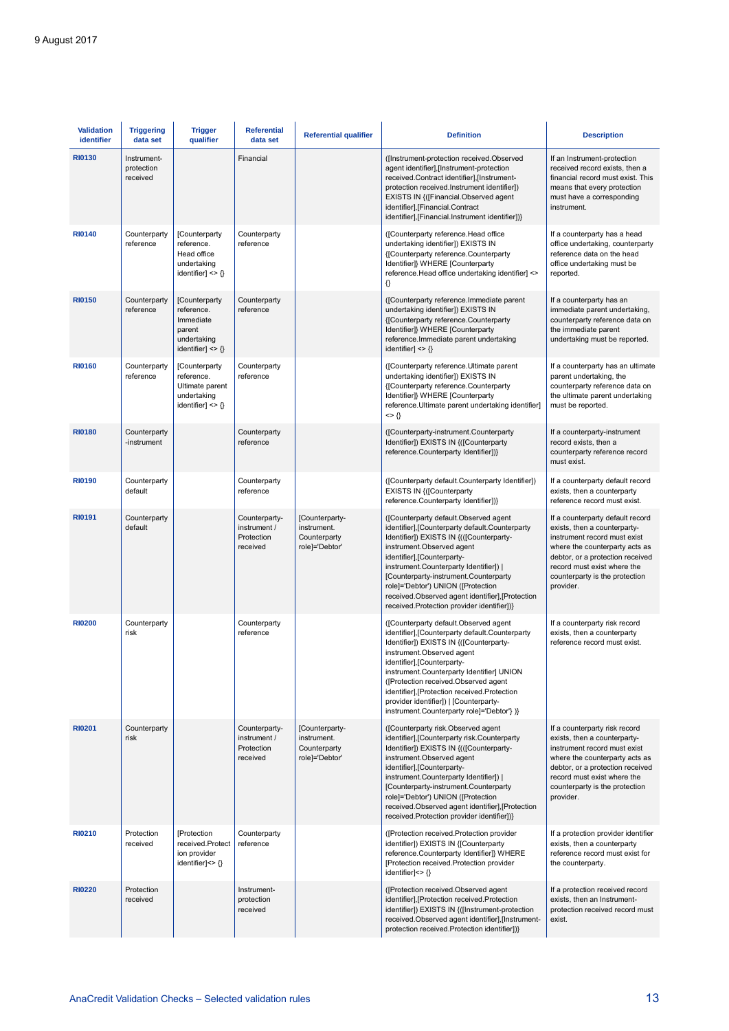9 August 2017

| Validation identifier | Triggering data set | Trigger qualifier | Referential data set | Referential qualifier | Definition | Description |
|---|---|---|---|---|---|---|
| **RI0130** | Instrument-protection received | | Financial | | ([Instrument-protection received.Observed agent identifier],[Instrument-protection received.Contract identifier],[Instrument-protection received.Instrument identifier]) EXISTS IN {([Financial.Observed agent identifier],[Financial.Contract identifier],[Financial.Instrument identifier])} | If an Instrument-protection received record exists, then a financial record must exist. This means that every protection must have a corresponding instrument. |
| **RI0140** | Counterparty reference | [Counterparty reference. Head office undertaking identifier] <> {} | Counterparty reference | | ([Counterparty reference.Head office undertaking identifier]) EXISTS IN {[Counterparty reference.Counterparty Identifier]} WHERE [Counterparty reference.Head office undertaking identifier] <> {} | If a counterparty has a head office undertaking, counterparty reference data on the head office undertaking must be reported. |
| **RI0150** | Counterparty reference | [Counterparty reference. Immediate parent undertaking identifier] <> {} | Counterparty reference | | ([Counterparty reference.Immediate parent undertaking identifier]) EXISTS IN {[Counterparty reference.Counterparty Identifier]} WHERE [Counterparty reference.Immediate parent undertaking identifier] <> {} | If a counterparty has an immediate parent undertaking, counterparty reference data on the immediate parent undertaking must be reported. |
| **RI0160** | Counterparty reference | [Counterparty reference. Ultimate parent undertaking identifier] <> {} | Counterparty reference | | ([Counterparty reference.Ultimate parent undertaking identifier]) EXISTS IN {[Counterparty reference.Counterparty Identifier]} WHERE [Counterparty reference.Ultimate parent undertaking identifier] <> {} | If a counterparty has an ultimate parent undertaking, the counterparty reference data on the ultimate parent undertaking must be reported. |
| **RI0180** | Counterparty -instrument | | Counterparty reference | | ([Counterparty-instrument.Counterparty Identifier]) EXISTS IN {([Counterparty reference.Counterparty Identifier])} | If a counterparty-instrument record exists, then a counterparty reference record must exist. |
| **RI0190** | Counterparty default | | Counterparty reference | | ([Counterparty default.Counterparty Identifier]) EXISTS IN {([Counterparty reference.Counterparty Identifier])} | If a counterparty default record exists, then a counterparty reference record must exist. |
| **RI0191** | Counterparty default | | Counterparty-instrument / Protection received | [Counterparty-instrument. Counterparty role]='Debtor' | ([Counterparty default.Observed agent identifier],[Counterparty default.Counterparty Identifier]) EXISTS IN {(([Counterparty-instrument.Observed agent identifier],[Counterparty-instrument.Counterparty Identifier]) \| [Counterparty-instrument.Counterparty role]='Debtor') UNION ([Protection received.Observed agent identifier],[Protection received.Protection provider identifier])} | If a counterparty default record exists, then a counterparty-instrument record must exist where the counterparty acts as debtor, or a protection received record must exist where the counterparty is the protection provider. |
| **RI0200** | Counterparty risk | | Counterparty reference | | ([Counterparty default.Observed agent identifier],[Counterparty default.Counterparty Identifier]) EXISTS IN {([Counterparty-instrument.Observed agent identifier],[Counterparty-instrument.Counterparty Identifier] UNION ([Protection received.Observed agent identifier],[Protection received.Protection provider identifier]) \| [Counterparty-instrument.Counterparty role]='Debtor') } | If a counterparty risk record exists, then a counterparty reference record must exist. |
| **RI0201** | Counterparty risk | | Counterparty-instrument / Protection received | [Counterparty-instrument. Counterparty role]='Debtor' | ([Counterparty risk.Observed agent identifier],[Counterparty risk.Counterparty Identifier]) EXISTS IN {(([Counterparty-instrument.Observed agent identifier],[Counterparty-instrument.Counterparty Identifier]) \| [Counterparty-instrument.Counterparty role]='Debtor') UNION ([Protection received.Observed agent identifier],[Protection received.Protection provider identifier])} | If a counterparty risk record exists, then a counterparty-instrument record must exist where the counterparty acts as debtor, or a protection received record must exist where the counterparty is the protection provider. |
| **RI0210** | Protection received | [Protection received.Protection provider identifier]<> {} | Counterparty reference | | ([Protection received.Protection provider identifier]) EXISTS IN {[Counterparty reference.Counterparty Identifier]} WHERE [Protection received.Protection provider identifier]<> {} | If a protection provider identifier exists, then a counterparty reference record must exist for the counterparty. |
| **RI0220** | Protection received | | Instrument-protection received | | ([Protection received.Observed agent identifier],[Protection received.Protection identifier]) EXISTS IN {([Instrument-protection received.Observed agent identifier],[Instrument-protection received.Protection identifier])} | If a protection received record exists, then an Instrument-protection received record must exist. |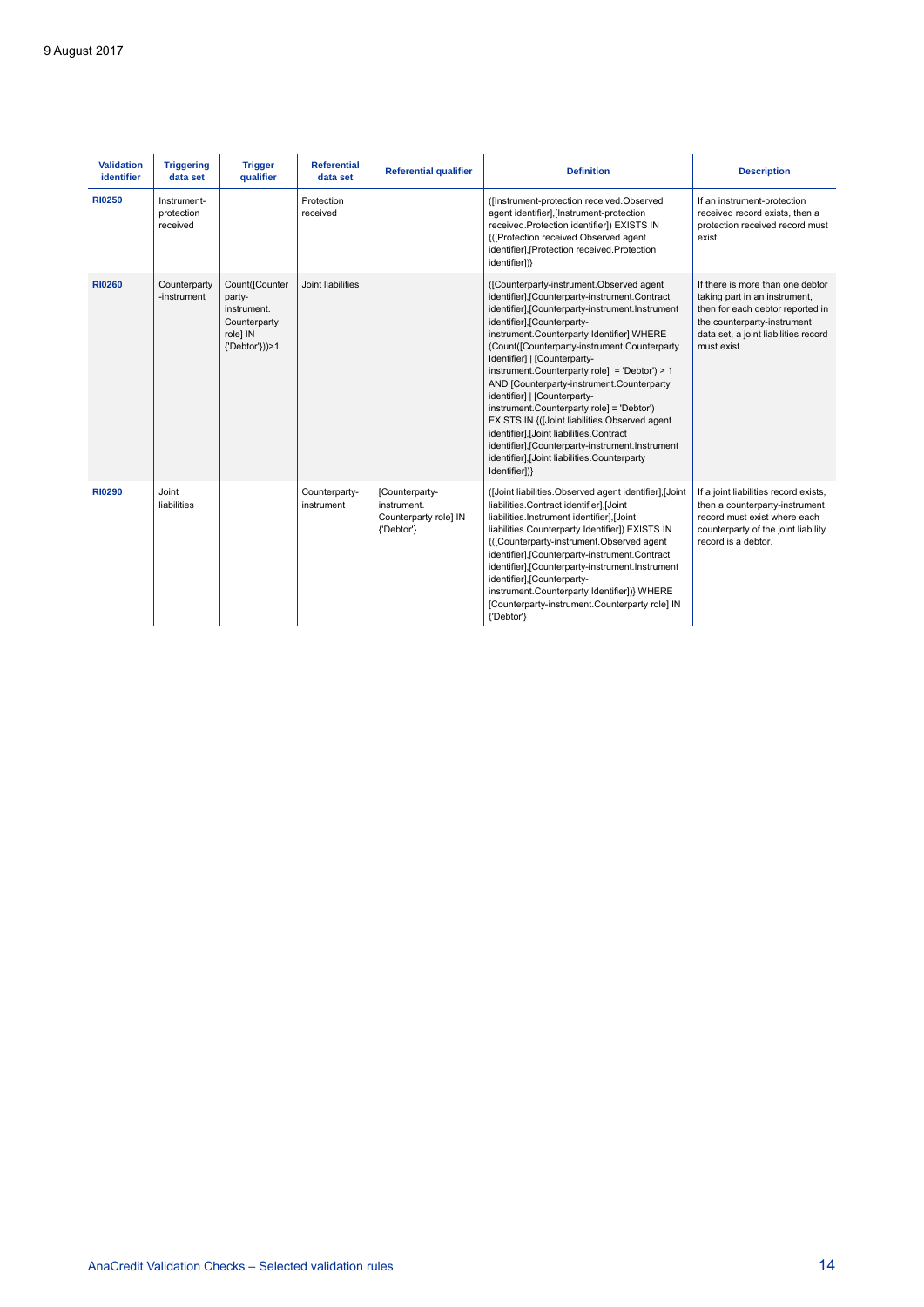| Validation identifier | Triggering data set | Trigger qualifier | Referential data set | Referential qualifier | Definition | Description |
|---|---|---|---|---|---|---|
| RI0250 | Instrument-protection received | | Protection received | | ([Instrument-protection received.Observed agent identifier],[Instrument-protection received.Protection identifier]) EXISTS IN {([Protection received.Observed agent identifier],[Protection received.Protection identifier])} | If an instrument-protection received record exists, then a protection received record must exist. |
| RI0260 | Counterparty-instrument | Count([Counterparty-instrument. Counterparty role] IN {'Debtor'}))>1 | Joint liabilities | | ([Counterparty-instrument.Observed agent identifier],[Counterparty-instrument.Contract identifier],[Counterparty-instrument.Instrument identifier],[Counterparty-instrument.Counterparty Identifier] WHERE (Count([Counterparty-instrument.Counterparty Identifier] \| [Counterparty-instrument.Counterparty role] = 'Debtor') > 1 AND [Counterparty-instrument.Counterparty identifier] \| [Counterparty-instrument.Counterparty role] = 'Debtor') EXISTS IN {([Joint liabilities.Observed agent identifier],[Joint liabilities.Contract identifier],[Counterparty-instrument.Instrument identifier],[Joint liabilities.Counterparty Identifier])} | If there is more than one debtor taking part in an instrument, then for each debtor reported in the counterparty-instrument data set, a joint liabilities record must exist. |
| RI0290 | Joint liabilities | | Counterparty-instrument | [Counterparty-instrument. Counterparty role] IN {'Debtor'} | ([Joint liabilities.Observed agent identifier],[Joint liabilities.Contract identifier],[Joint liabilities.Instrument identifier],[Joint liabilities.Counterparty Identifier]) EXISTS IN {([Counterparty-instrument.Observed agent identifier],[Counterparty-instrument.Contract identifier],[Counterparty-instrument.Instrument identifier],[Counterparty-instrument.Counterparty Identifier])} WHERE [Counterparty-instrument.Counterparty role] IN {'Debtor'} | If a joint liabilities record exists, then a counterparty-instrument record must exist where each counterparty of the joint liability record is a debtor. |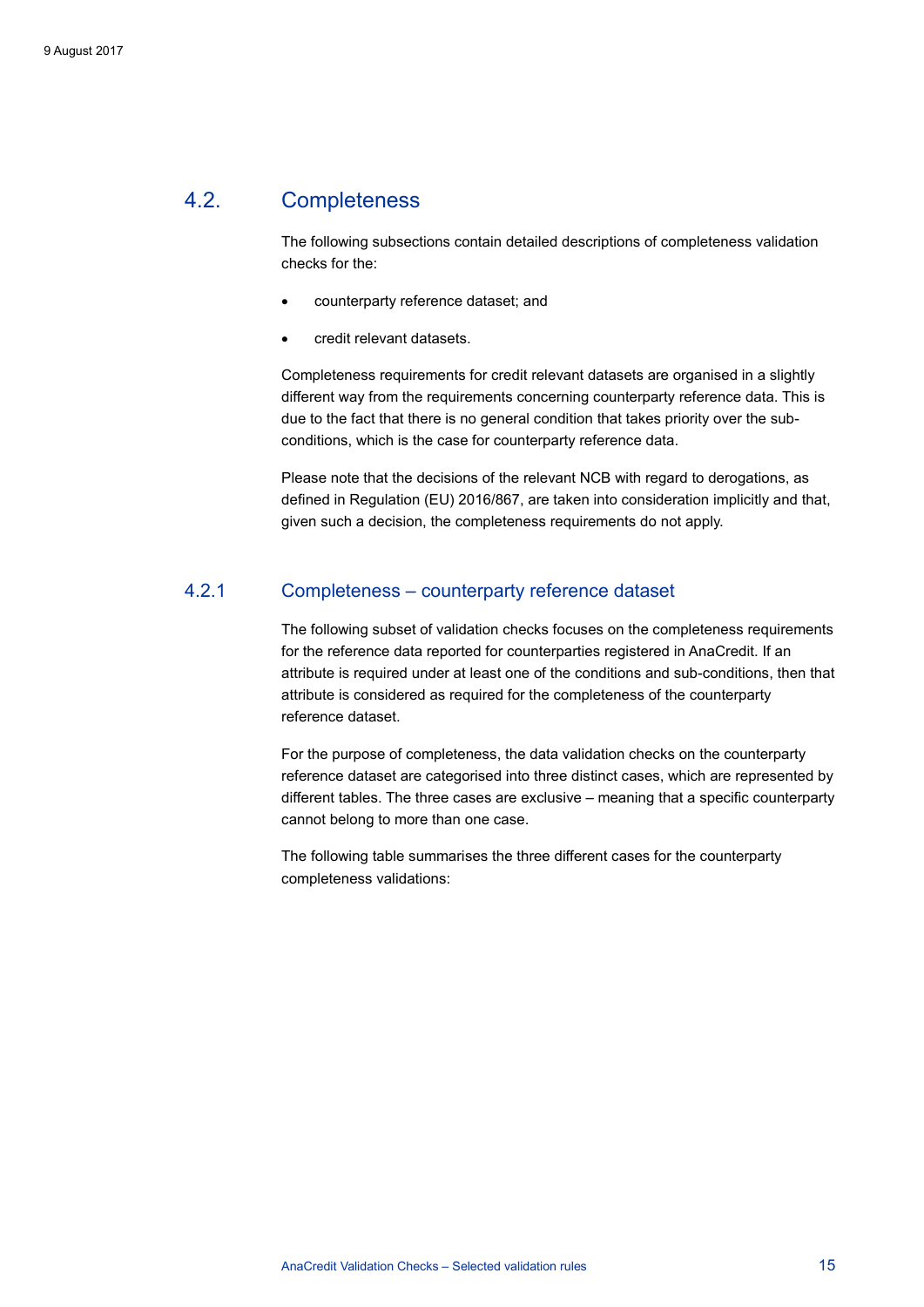## 4.2. Completeness

The following subsections contain detailed descriptions of completeness validation checks for the:

- counterparty reference dataset; and
- credit relevant datasets.

Completeness requirements for credit relevant datasets are organised in a slightly different way from the requirements concerning counterparty reference data. This is due to the fact that there is no general condition that takes priority over the sub-conditions, which is the case for counterparty reference data.

Please note that the decisions of the relevant NCB with regard to derogations, as defined in Regulation (EU) 2016/867, are taken into consideration implicitly and that, given such a decision, the completeness requirements do not apply.

### 4.2.1 Completeness – counterparty reference dataset

The following subset of validation checks focuses on the completeness requirements for the reference data reported for counterparties registered in AnaCredit. If an attribute is required under at least one of the conditions and sub-conditions, then that attribute is considered as required for the completeness of the counterparty reference dataset.

For the purpose of completeness, the data validation checks on the counterparty reference dataset are categorised into three distinct cases, which are represented by different tables. The three cases are exclusive – meaning that a specific counterparty cannot belong to more than one case.

The following table summarises the three different cases for the counterparty completeness validations: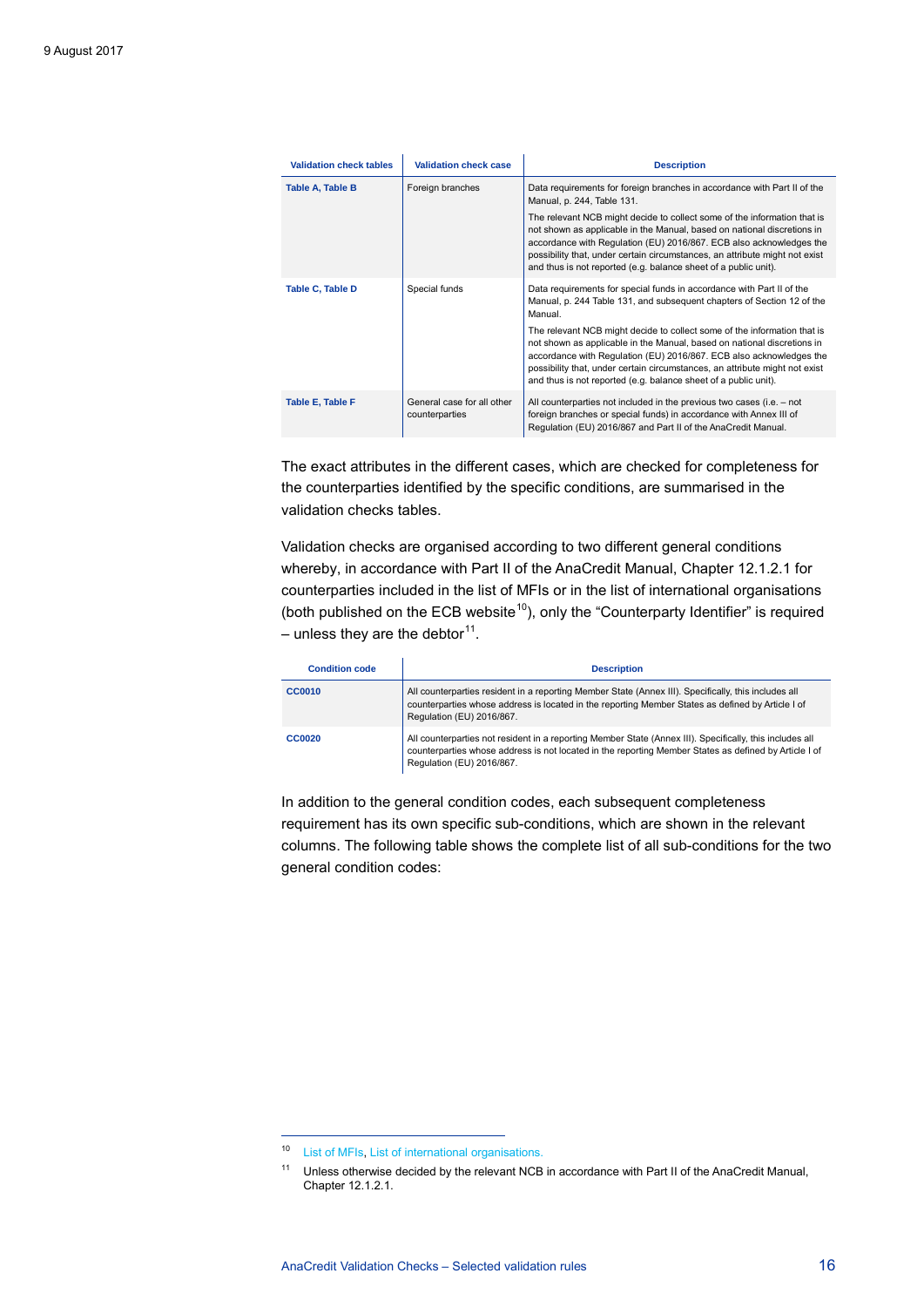| Validation check tables | Validation check case | Description |
|---|---|---|
| **Table A, Table B** | Foreign branches | Data requirements for foreign branches in accordance with Part II of the Manual, p. 244, Table 131.<br><br>The relevant NCB might decide to collect some of the information that is not shown as applicable in the Manual, based on national discretions in accordance with Regulation (EU) 2016/867. ECB also acknowledges the possibility that, under certain circumstances, an attribute might not exist and thus is not reported (e.g. balance sheet of a public unit). |
| **Table C, Table D** | Special funds | Data requirements for special funds in accordance with Part II of the Manual, p. 244 Table 131, and subsequent chapters of Section 12 of the Manual.<br><br>The relevant NCB might decide to collect some of the information that is not shown as applicable in the Manual, based on national discretions in accordance with Regulation (EU) 2016/867. ECB also acknowledges the possibility that, under certain circumstances, an attribute might not exist and thus is not reported (e.g. balance sheet of a public unit). |
| **Table E, Table F** | General case for all other counterparties | All counterparties not included in the previous two cases (i.e. – not foreign branches or special funds) in accordance with Annex III of Regulation (EU) 2016/867 and Part II of the AnaCredit Manual. |

The exact attributes in the different cases, which are checked for completeness for the counterparties identified by the specific conditions, are summarised in the validation checks tables.

Validation checks are organised according to two different general conditions whereby, in accordance with Part II of the AnaCredit Manual, Chapter 12.1.2.1 for counterparties included in the list of MFIs or in the list of international organisations (both published on the ECB website[10]), only the "Counterparty Identifier" is required – unless they are the debtor[11].

| Condition code | Description |
|---|---|
| **CC0010** | All counterparties resident in a reporting Member State (Annex III). Specifically, this includes all counterparties whose address is located in the reporting Member States as defined by Article I of Regulation (EU) 2016/867. |
| **CC0020** | All counterparties not resident in a reporting Member State (Annex III). Specifically, this includes all counterparties whose address is not located in the reporting Member States as defined by Article I of Regulation (EU) 2016/867. |

In addition to the general condition codes, each subsequent completeness requirement has its own specific sub-conditions, which are shown in the relevant columns. The following table shows the complete list of all sub-conditions for the two general condition codes:

---

[10] List of MFIs, List of international organisations.

[11] Unless otherwise decided by the relevant NCB in accordance with Part II of the AnaCredit Manual, Chapter 12.1.2.1.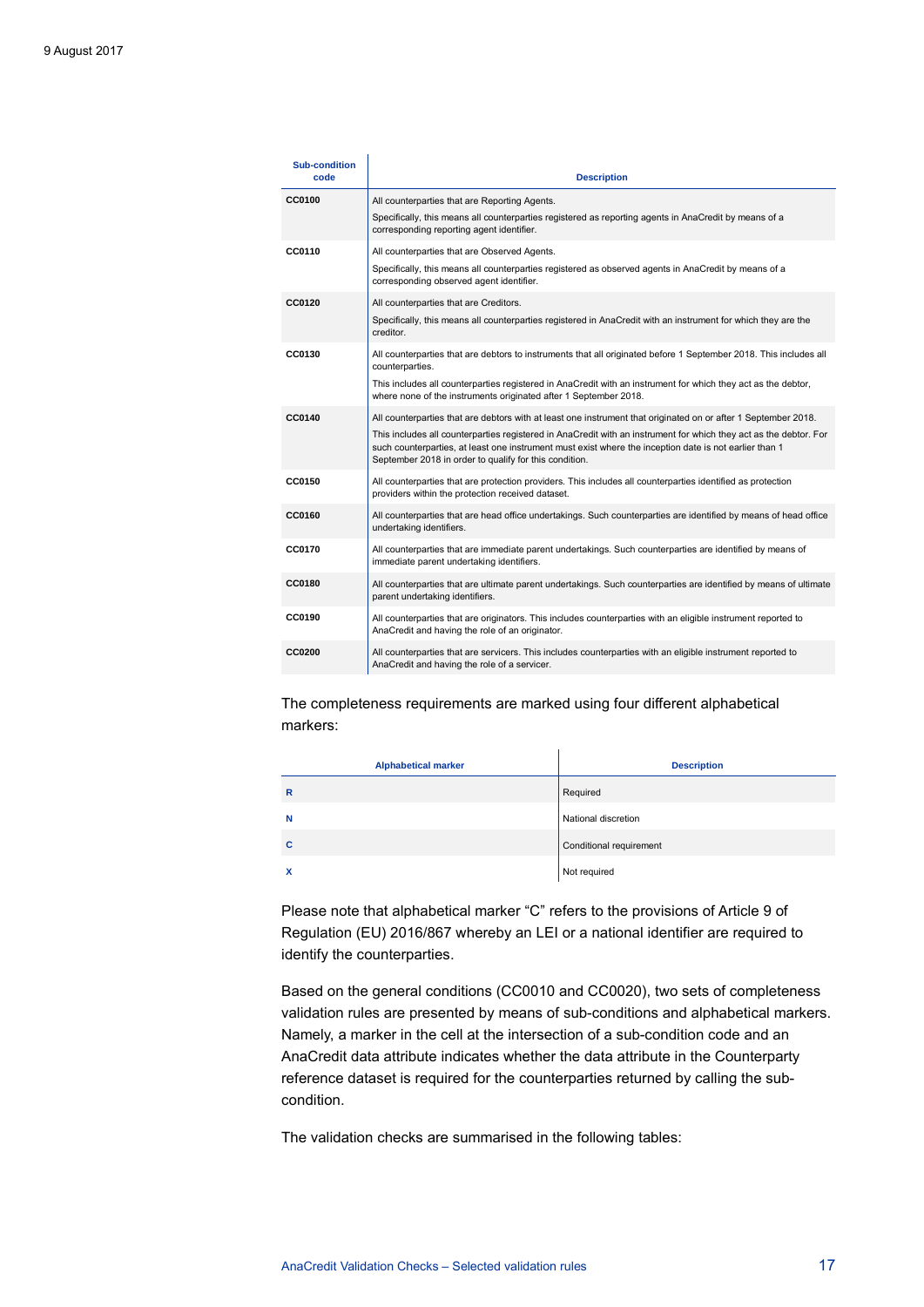| Sub-condition code | Description |
| --- | --- |
| CC0100 | All counterparties that are Reporting Agents.<br>Specifically, this means all counterparties registered as reporting agents in AnaCredit by means of a corresponding reporting agent identifier. |
| CC0110 | All counterparties that are Observed Agents.<br>Specifically, this means all counterparties registered as observed agents in AnaCredit by means of a corresponding observed agent identifier. |
| CC0120 | All counterparties that are Creditors.<br>Specifically, this means all counterparties registered in AnaCredit with an instrument for which they are the creditor. |
| CC0130 | All counterparties that are debtors to instruments that all originated before 1 September 2018. This includes all counterparties.<br>This includes all counterparties registered in AnaCredit with an instrument for which they act as the debtor, where none of the instruments originated after 1 September 2018. |
| CC0140 | All counterparties that are debtors with at least one instrument that originated on or after 1 September 2018.<br>This includes all counterparties registered in AnaCredit with an instrument for which they act as the debtor. For such counterparties, at least one instrument must exist where the inception date is not earlier than 1 September 2018 in order to qualify for this condition. |
| CC0150 | All counterparties that are protection providers. This includes all counterparties identified as protection providers within the protection received dataset. |
| CC0160 | All counterparties that are head office undertakings. Such counterparties are identified by means of head office undertaking identifiers. |
| CC0170 | All counterparties that are immediate parent undertakings. Such counterparties are identified by means of immediate parent undertaking identifiers. |
| CC0180 | All counterparties that are ultimate parent undertakings. Such counterparties are identified by means of ultimate parent undertaking identifiers. |
| CC0190 | All counterparties that are originators. This includes counterparties with an eligible instrument reported to AnaCredit and having the role of an originator. |
| CC0200 | All counterparties that are servicers. This includes counterparties with an eligible instrument reported to AnaCredit and having the role of a servicer. |

The completeness requirements are marked using four different alphabetical markers:

| Alphabetical marker | Description |
| --- | --- |
| R | Required |
| N | National discretion |
| C | Conditional requirement |
| X | Not required |

Please note that alphabetical marker "C" refers to the provisions of Article 9 of Regulation (EU) 2016/867 whereby an LEI or a national identifier are required to identify the counterparties.

Based on the general conditions (CC0010 and CC0020), two sets of completeness validation rules are presented by means of sub-conditions and alphabetical markers. Namely, a marker in the cell at the intersection of a sub-condition code and an AnaCredit data attribute indicates whether the data attribute in the Counterparty reference dataset is required for the counterparties returned by calling the sub-condition.

The validation checks are summarised in the following tables: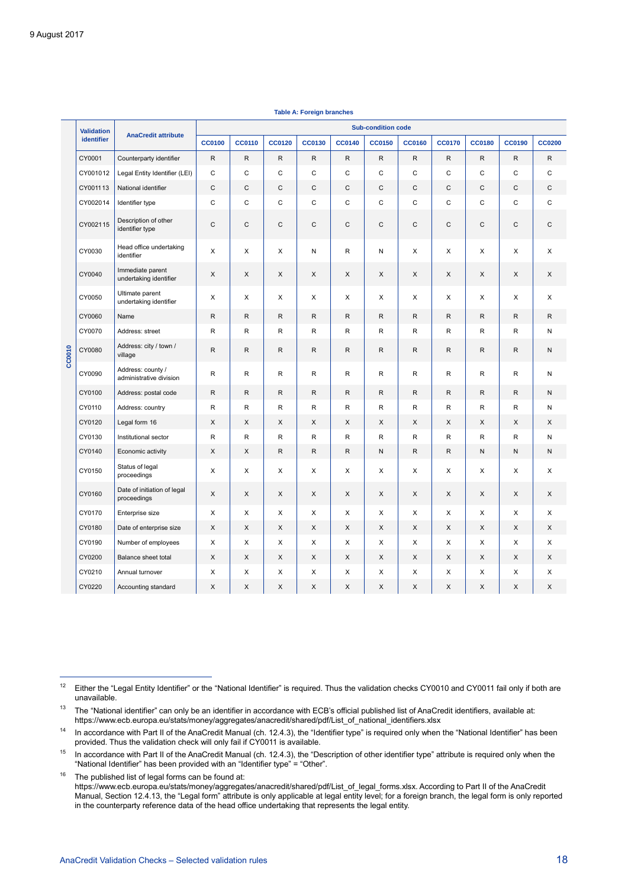9 August 2017

**Table A: Foreign branches**

| | Validation identifier | AnaCredit attribute | Sub-condition code | | | | | | | | | | |
|---|---|---|---|---|---|---|---|---|---|---|---|---|---|
| | | | CC0100 | CC0110 | CC0120 | CC0130 | CC0140 | CC0150 | CC0160 | CC0170 | CC0180 | CC0190 | CC0200 |
| CC0010 | CY0001 | Counterparty identifier | R | R | R | R | R | R | R | R | R | R | R |
| | CY001012 | Legal Entity Identifier (LEI) | C | C | C | C | C | C | C | C | C | C | C |
| | CY001113 | National identifier | C | C | C | C | C | C | C | C | C | C | C |
| | CY002014 | Identifier type | C | C | C | C | C | C | C | C | C | C | C |
| | CY002115 | Description of other identifier type | C | C | C | C | C | C | C | C | C | C | C |
| | CY0030 | Head office undertaking identifier | X | X | X | N | R | N | X | X | X | X | X |
| | CY0040 | Immediate parent undertaking identifier | X | X | X | X | X | X | X | X | X | X | X |
| | CY0050 | Ultimate parent undertaking identifier | X | X | X | X | X | X | X | X | X | X | X |
| | CY0060 | Name | R | R | R | R | R | R | R | R | R | R | R |
| | CY0070 | Address: street | R | R | R | R | R | R | R | R | R | R | N |
| | CY0080 | Address: city / town / village | R | R | R | R | R | R | R | R | R | R | N |
| | CY0090 | Address: county / administrative division | R | R | R | R | R | R | R | R | R | R | N |
| | CY0100 | Address: postal code | R | R | R | R | R | R | R | R | R | R | N |
| | CY0110 | Address: country | R | R | R | R | R | R | R | R | R | R | N |
| | CY0120 | Legal form 16 | X | X | X | X | X | X | X | X | X | X | X |
| | CY0130 | Institutional sector | R | R | R | R | R | R | R | R | R | R | N |
| | CY0140 | Economic activity | X | X | R | R | R | N | R | R | N | N | N |
| | CY0150 | Status of legal proceedings | X | X | X | X | X | X | X | X | X | X | X |
| | CY0160 | Date of initiation of legal proceedings | X | X | X | X | X | X | X | X | X | X | X |
| | CY0170 | Enterprise size | X | X | X | X | X | X | X | X | X | X | X |
| | CY0180 | Date of enterprise size | X | X | X | X | X | X | X | X | X | X | X |
| | CY0190 | Number of employees | X | X | X | X | X | X | X | X | X | X | X |
| | CY0200 | Balance sheet total | X | X | X | X | X | X | X | X | X | X | X |
| | CY0210 | Annual turnover | X | X | X | X | X | X | X | X | X | X | X |
| | CY0220 | Accounting standard | X | X | X | X | X | X | X | X | X | X | X |

[12] Either the "Legal Entity Identifier" or the "National Identifier" is required. Thus the validation checks CY0010 and CY0011 fail only if both are unavailable.

[13] The "National identifier" can only be an identifier in accordance with ECB's official published list of AnaCredit identifiers, available at: https://www.ecb.europa.eu/stats/money/aggregates/anacredit/shared/pdf/List_of_national_identifiers.xlsx

[14] In accordance with Part II of the AnaCredit Manual (ch. 12.4.3), the "Identifier type" is required only when the "National Identifier" has been provided. Thus the validation check will only fail if CY0011 is available.

[15] In accordance with Part II of the AnaCredit Manual (ch. 12.4.3), the "Description of other identifier type" attribute is required only when the "National Identifier" has been provided with an "Identifier type" = "Other".

[16] The published list of legal forms can be found at: https://www.ecb.europa.eu/stats/money/aggregates/anacredit/shared/pdf/List_of_legal_forms.xlsx. According to Part II of the AnaCredit Manual, Section 12.4.13, the "Legal form" attribute is only applicable at legal entity level; for a foreign branch, the legal form is only reported in the counterparty reference data of the head office undertaking that represents the legal entity.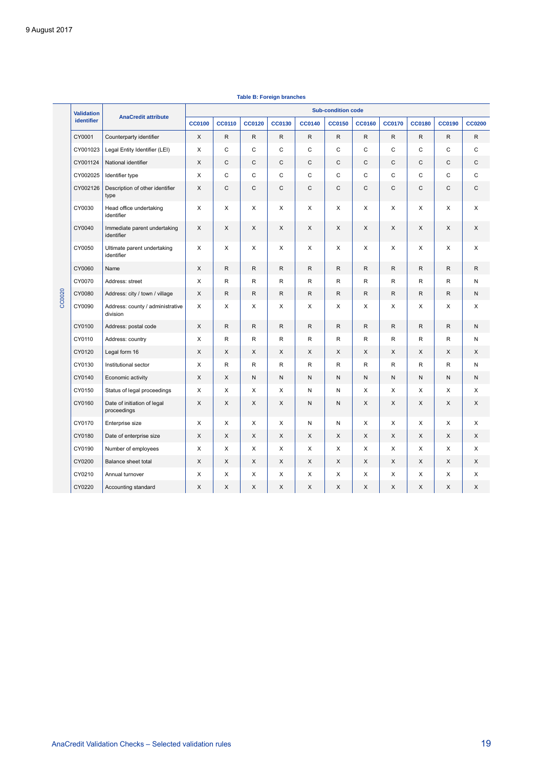9 August 2017

**Table B: Foreign branches**

| | Validation identifier | AnaCredit attribute | Sub-condition code | | | | | | | | | | |
|---|---|---|---|---|---|---|---|---|---|---|---|---|---|
| | | | CC0100 | CC0110 | CC0120 | CC0130 | CC0140 | CC0150 | CC0160 | CC0170 | CC0180 | CC0190 | CC0200 |
| CC0020 | CY0001 | Counterparty identifier | X | R | R | R | R | R | R | R | R | R | R |
| | CY001023 | Legal Entity Identifier (LEI) | X | C | C | C | C | C | C | C | C | C | C |
| | CY001124 | National identifier | X | C | C | C | C | C | C | C | C | C | C |
| | CY002025 | Identifier type | X | C | C | C | C | C | C | C | C | C | C |
| | CY002126 | Description of other identifier type | X | C | C | C | C | C | C | C | C | C | C |
| | CY0030 | Head office undertaking identifier | X | X | X | X | X | X | X | X | X | X | X |
| | CY0040 | Immediate parent undertaking identifier | X | X | X | X | X | X | X | X | X | X | X |
| | CY0050 | Ultimate parent undertaking identifier | X | X | X | X | X | X | X | X | X | X | X |
| | CY0060 | Name | X | R | R | R | R | R | R | R | R | R | R |
| | CY0070 | Address: street | X | R | R | R | R | R | R | R | R | R | N |
| | CY0080 | Address: city / town / village | X | R | R | R | R | R | R | R | R | R | N |
| | CY0090 | Address: county / administrative division | X | X | X | X | X | X | X | X | X | X | X |
| | CY0100 | Address: postal code | X | R | R | R | R | R | R | R | R | R | N |
| | CY0110 | Address: country | X | R | R | R | R | R | R | R | R | R | N |
| | CY0120 | Legal form 16 | X | X | X | X | X | X | X | X | X | X | X |
| | CY0130 | Institutional sector | X | R | R | R | R | R | R | R | R | R | N |
| | CY0140 | Economic activity | X | X | N | N | N | N | N | N | N | N | N |
| | CY0150 | Status of legal proceedings | X | X | X | X | N | N | X | X | X | X | X |
| | CY0160 | Date of initiation of legal proceedings | X | X | X | X | N | N | X | X | X | X | X |
| | CY0170 | Enterprise size | X | X | X | X | N | N | X | X | X | X | X |
| | CY0180 | Date of enterprise size | X | X | X | X | X | X | X | X | X | X | X |
| | CY0190 | Number of employees | X | X | X | X | X | X | X | X | X | X | X |
| | CY0200 | Balance sheet total | X | X | X | X | X | X | X | X | X | X | X |
| | CY0210 | Annual turnover | X | X | X | X | X | X | X | X | X | X | X |
| | CY0220 | Accounting standard | X | X | X | X | X | X | X | X | X | X | X |

AnaCredit Validation Checks – Selected validation rules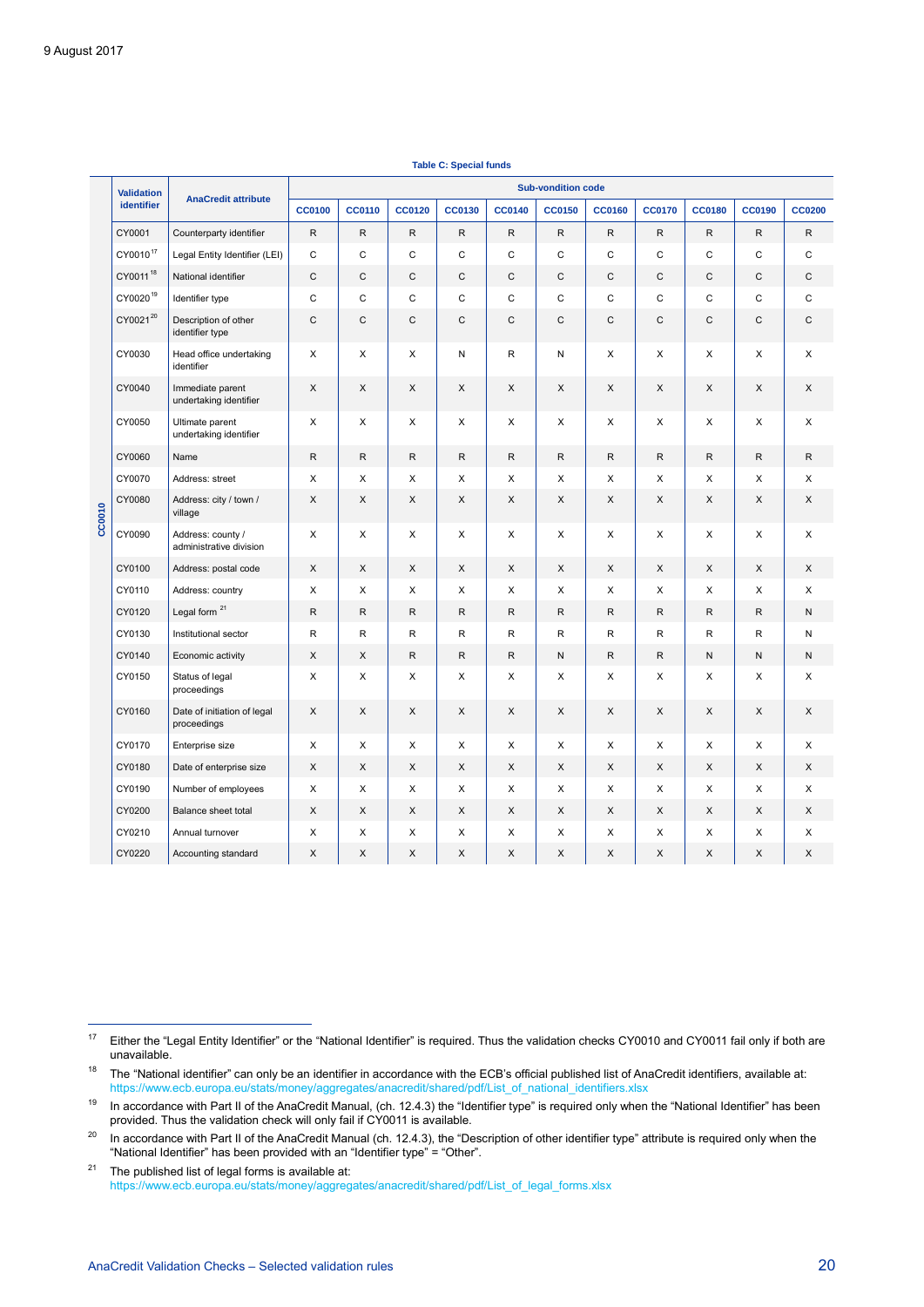**Table C: Special funds**

| | Validation identifier | AnaCredit attribute | Sub-vondition code | | | | | | | | | | |
|---|---|---|---|---|---|---|---|---|---|---|---|---|---|
| | | | CC0100 | CC0110 | CC0120 | CC0130 | CC0140 | CC0150 | CC0160 | CC0170 | CC0180 | CC0190 | CC0200 |
| CC0010 | CY0001 | Counterparty identifier | R | R | R | R | R | R | R | R | R | R | R |
| | CY0010[17] | Legal Entity Identifier (LEI) | C | C | C | C | C | C | C | C | C | C | C |
| | CY0011[18] | National identifier | C | C | C | C | C | C | C | C | C | C | C |
| | CY0020[19] | Identifier type | C | C | C | C | C | C | C | C | C | C | C |
| | CY0021[20] | Description of other identifier type | C | C | C | C | C | C | C | C | C | C | C |
| | CY0030 | Head office undertaking identifier | X | X | X | N | R | N | X | X | X | X | X |
| | CY0040 | Immediate parent undertaking identifier | X | X | X | X | X | X | X | X | X | X | X |
| | CY0050 | Ultimate parent undertaking identifier | X | X | X | X | X | X | X | X | X | X | X |
| | CY0060 | Name | R | R | R | R | R | R | R | R | R | R | R |
| | CY0070 | Address: street | X | X | X | X | X | X | X | X | X | X | X |
| | CY0080 | Address: city / town / village | X | X | X | X | X | X | X | X | X | X | X |
| | CY0090 | Address: county / administrative division | X | X | X | X | X | X | X | X | X | X | X |
| | CY0100 | Address: postal code | X | X | X | X | X | X | X | X | X | X | X |
| | CY0110 | Address: country | X | X | X | X | X | X | X | X | X | X | X |
| | CY0120 | Legal form[21] | R | R | R | R | R | R | R | R | R | R | N |
| | CY0130 | Institutional sector | R | R | R | R | R | R | R | R | R | R | N |
| | CY0140 | Economic activity | X | X | R | R | R | N | R | R | N | N | N |
| | CY0150 | Status of legal proceedings | X | X | X | X | X | X | X | X | X | X | X |
| | CY0160 | Date of initiation of legal proceedings | X | X | X | X | X | X | X | X | X | X | X |
| | CY0170 | Enterprise size | X | X | X | X | X | X | X | X | X | X | X |
| | CY0180 | Date of enterprise size | X | X | X | X | X | X | X | X | X | X | X |
| | CY0190 | Number of employees | X | X | X | X | X | X | X | X | X | X | X |
| | CY0200 | Balance sheet total | X | X | X | X | X | X | X | X | X | X | X |
| | CY0210 | Annual turnover | X | X | X | X | X | X | X | X | X | X | X |
| | CY0220 | Accounting standard | X | X | X | X | X | X | X | X | X | X | X |

[17] Either the "Legal Entity Identifier" or the "National Identifier" is required. Thus the validation checks CY0010 and CY0011 fail only if both are unavailable.

[18] The "National identifier" can only be an identifier in accordance with the ECB's official published list of AnaCredit identifiers, available at: https://www.ecb.europa.eu/stats/money/aggregates/anacredit/shared/pdf/List_of_national_identifiers.xlsx

[19] In accordance with Part II of the AnaCredit Manual, (ch. 12.4.3) the "Identifier type" is required only when the "National Identifier" has been provided. Thus the validation check will only fail if CY0011 is available.

[20] In accordance with Part II of the AnaCredit Manual (ch. 12.4.3), the "Description of other identifier type" attribute is required only when the "National Identifier" has been provided with an "Identifier type" = "Other".

[21] The published list of legal forms is available at: https://www.ecb.europa.eu/stats/money/aggregates/anacredit/shared/pdf/List_of_legal_forms.xlsx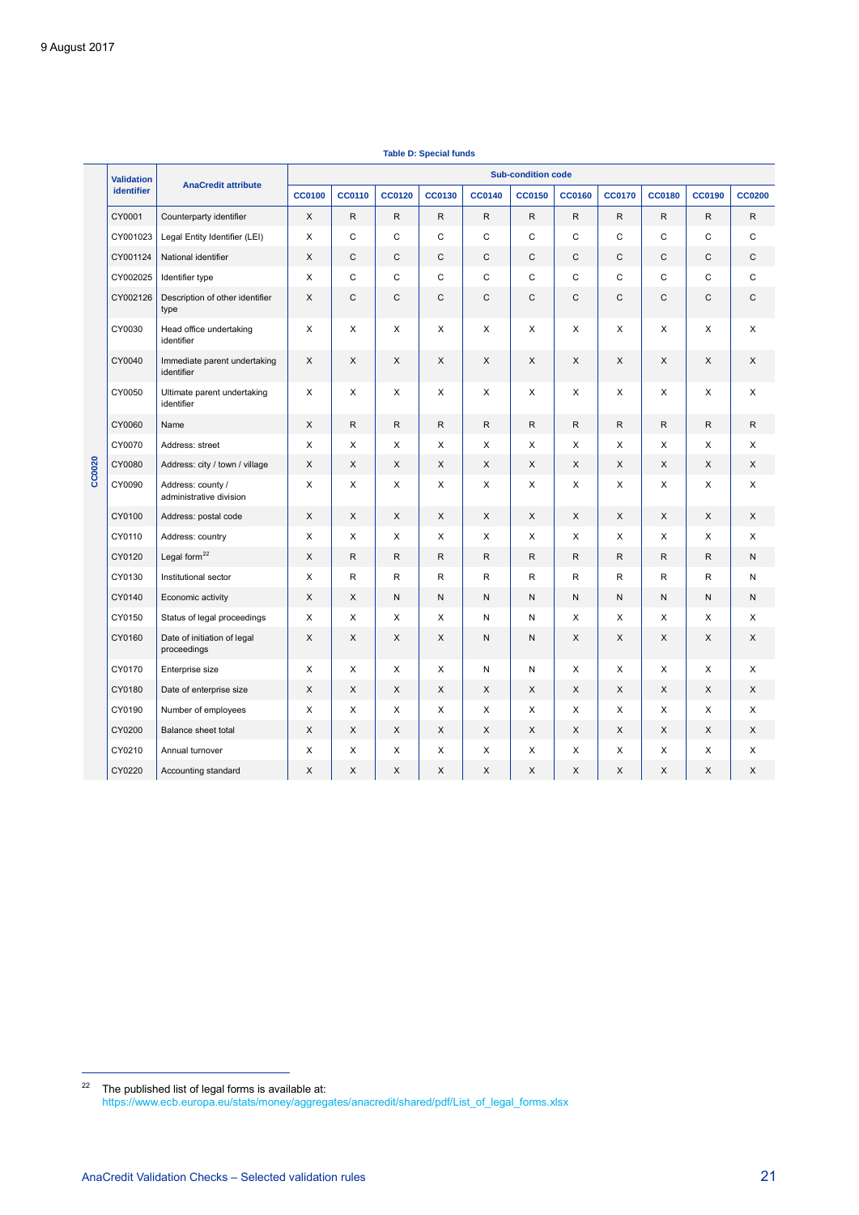9 August 2017

**Table D: Special funds**

| | Validation identifier | AnaCredit attribute | Sub-condition code | | | | | | | | | | |
|---|---|---|---|---|---|---|---|---|---|---|---|---|---|
| | | | CC0100 | CC0110 | CC0120 | CC0130 | CC0140 | CC0150 | CC0160 | CC0170 | CC0180 | CC0190 | CC0200 |
| CC0020 | CY0001 | Counterparty identifier | X | R | R | R | R | R | R | R | R | R | R |
| | CY001023 | Legal Entity Identifier (LEI) | X | C | C | C | C | C | C | C | C | C | C |
| | CY001124 | National identifier | X | C | C | C | C | C | C | C | C | C | C |
| | CY002025 | Identifier type | X | C | C | C | C | C | C | C | C | C | C |
| | CY002126 | Description of other identifier type | X | C | C | C | C | C | C | C | C | C | C |
| | CY0030 | Head office undertaking identifier | X | X | X | X | X | X | X | X | X | X | X |
| | CY0040 | Immediate parent undertaking identifier | X | X | X | X | X | X | X | X | X | X | X |
| | CY0050 | Ultimate parent undertaking identifier | X | X | X | X | X | X | X | X | X | X | X |
| | CY0060 | Name | X | R | R | R | R | R | R | R | R | R | R |
| | CY0070 | Address: street | X | X | X | X | X | X | X | X | X | X | X |
| | CY0080 | Address: city / town / village | X | X | X | X | X | X | X | X | X | X | X |
| | CY0090 | Address: county / administrative division | X | X | X | X | X | X | X | X | X | X | X |
| | CY0100 | Address: postal code | X | X | X | X | X | X | X | X | X | X | X |
| | CY0110 | Address: country | X | X | X | X | X | X | X | X | X | X | X |
| | CY0120 | Legal form[22] | X | R | R | R | R | R | R | R | R | R | N |
| | CY0130 | Institutional sector | X | R | R | R | R | R | R | R | R | R | N |
| | CY0140 | Economic activity | X | X | N | N | N | N | N | N | N | N | N |
| | CY0150 | Status of legal proceedings | X | X | X | X | N | N | X | X | X | X | X |
| | CY0160 | Date of initiation of legal proceedings | X | X | X | X | N | N | X | X | X | X | X |
| | CY0170 | Enterprise size | X | X | X | X | N | N | X | X | X | X | X |
| | CY0180 | Date of enterprise size | X | X | X | X | X | X | X | X | X | X | X |
| | CY0190 | Number of employees | X | X | X | X | X | X | X | X | X | X | X |
| | CY0200 | Balance sheet total | X | X | X | X | X | X | X | X | X | X | X |
| | CY0210 | Annual turnover | X | X | X | X | X | X | X | X | X | X | X |
| | CY0220 | Accounting standard | X | X | X | X | X | X | X | X | X | X | X |

[22] The published list of legal forms is available at: https://www.ecb.europa.eu/stats/money/aggregates/anacredit/shared/pdf/List_of_legal_forms.xlsx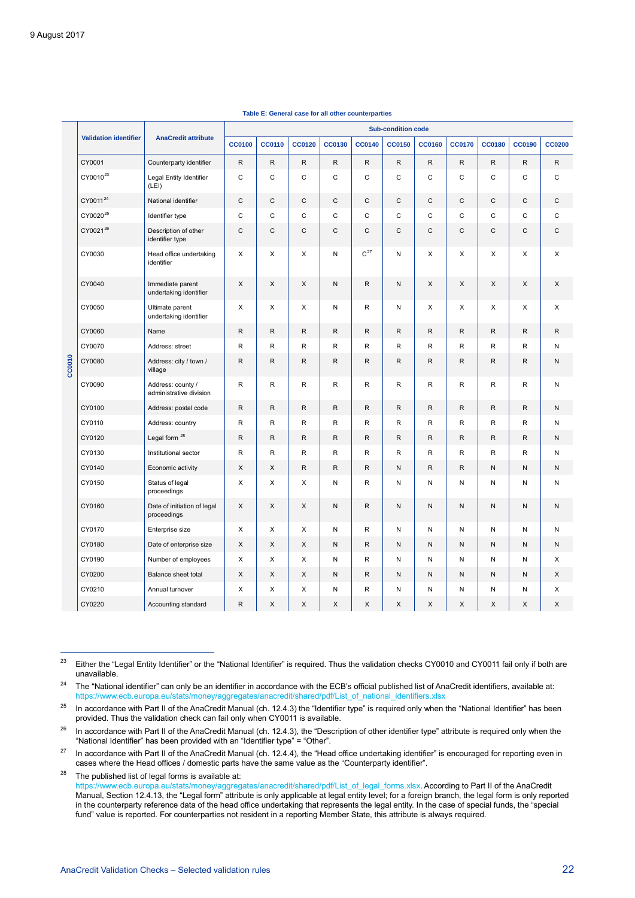**Table E: General case for all other counterparties**

| | Validation identifier | AnaCredit attribute | Sub-condition code | | | | | | | | | | |
|---|---|---|---|---|---|---|---|---|---|---|---|---|---|
| | | | CC0100 | CC0110 | CC0120 | CC0130 | CC0140 | CC0150 | CC0160 | CC0170 | CC0180 | CC0190 | CC0200 |
| CC0010 | CY0001 | Counterparty identifier | R | R | R | R | R | R | R | R | R | R | R |
| | CY0010[23] | Legal Entity Identifier (LEI) | C | C | C | C | C | C | C | C | C | C | C |
| | CY0011[24] | National identifier | C | C | C | C | C | C | C | C | C | C | C |
| | CY0020[25] | Identifier type | C | C | C | C | C | C | C | C | C | C | C |
| | CY0021[26] | Description of other identifier type | C | C | C | C | C | C | C | C | C | C | C |
| | CY0030 | Head office undertaking identifier | X | X | X | N | C[27] | N | X | X | X | X | X |
| | CY0040 | Immediate parent undertaking identifier | X | X | X | N | R | N | X | X | X | X | X |
| | CY0050 | Ultimate parent undertaking identifier | X | X | X | N | R | N | X | X | X | X | X |
| | CY0060 | Name | R | R | R | R | R | R | R | R | R | R | R |
| | CY0070 | Address: street | R | R | R | R | R | R | R | R | R | R | N |
| | CY0080 | Address: city / town / village | R | R | R | R | R | R | R | R | R | R | N |
| | CY0090 | Address: county / administrative division | R | R | R | R | R | R | R | R | R | R | N |
| | CY0100 | Address: postal code | R | R | R | R | R | R | R | R | R | R | N |
| | CY0110 | Address: country | R | R | R | R | R | R | R | R | R | R | N |
| | CY0120 | Legal form [28] | R | R | R | R | R | R | R | R | R | R | N |
| | CY0130 | Institutional sector | R | R | R | R | R | R | R | R | R | R | N |
| | CY0140 | Economic activity | X | X | R | R | R | N | R | R | N | N | N |
| | CY0150 | Status of legal proceedings | X | X | X | N | R | N | N | N | N | N | N |
| | CY0160 | Date of initiation of legal proceedings | X | X | X | N | R | N | N | N | N | N | N |
| | CY0170 | Enterprise size | X | X | X | N | R | N | N | N | N | N | N |
| | CY0180 | Date of enterprise size | X | X | X | N | R | N | N | N | N | N | N |
| | CY0190 | Number of employees | X | X | X | N | R | N | N | N | N | N | X |
| | CY0200 | Balance sheet total | X | X | X | N | R | N | N | N | N | N | X |
| | CY0210 | Annual turnover | X | X | X | N | R | N | N | N | N | N | X |
| | CY0220 | Accounting standard | R | X | X | X | X | X | X | X | X | X | X |

[23] Either the "Legal Entity Identifier" or the "National Identifier" is required. Thus the validation checks CY0010 and CY0011 fail only if both are unavailable.

[24] The "National identifier" can only be an identifier in accordance with the ECB's official published list of AnaCredit identifiers, available at: https://www.ecb.europa.eu/stats/money/aggregates/anacredit/shared/pdf/List_of_national_identifiers.xlsx

[25] In accordance with Part II of the AnaCredit Manual (ch. 12.4.3) the "Identifier type" is required only when the "National Identifier" has been provided. Thus the validation check can fail only when CY0011 is available.

[26] In accordance with Part II of the AnaCredit Manual (ch. 12.4.3), the "Description of other identifier type" attribute is required only when the "National identifier" has been provided with an "Identifier type" = "Other".

[27] In accordance with Part II of the AnaCredit Manual (ch. 12.4.4), the "Head office undertaking identifier" is encouraged for reporting even in cases where the Head offices / domestic parts have the same value as the "Counterparty identifier".

[28] The published list of legal forms is available at: https://www.ecb.europa.eu/stats/money/aggregates/anacredit/shared/pdf/List_of_legal_forms.xlsx. According to Part II of the AnaCredit Manual, Section 12.4.13, the "Legal form" attribute is only applicable at legal entity level; for a foreign branch, the legal form is only reported in the counterparty reference data of the head office undertaking that represents the legal entity. In the case of special funds, the "special fund" value is reported. For counterparties not resident in a reporting Member State, this attribute is always required.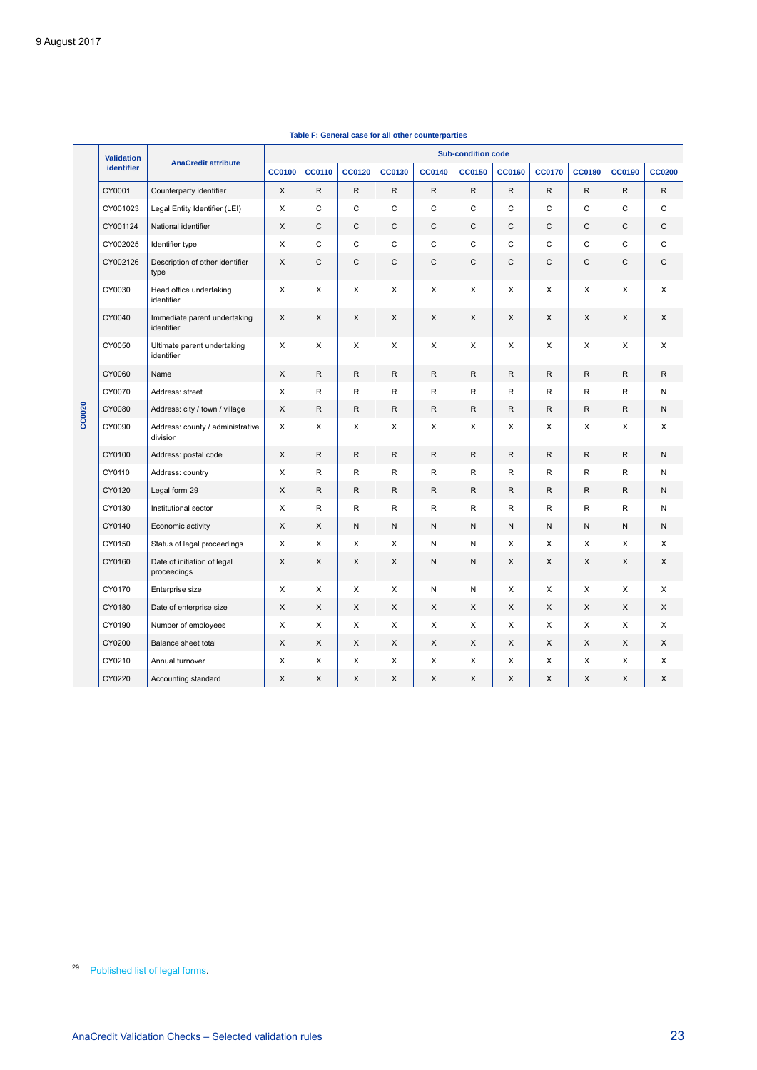**Table F: General case for all other counterparties**

| | Validation identifier | AnaCredit attribute | Sub-condition code | | | | | | | | | | |
|---|---|---|---|---|---|---|---|---|---|---|---|---|---|
| | | | CC0100 | CC0110 | CC0120 | CC0130 | CC0140 | CC0150 | CC0160 | CC0170 | CC0180 | CC0190 | CC0200 |
| CC0020 | CY0001 | Counterparty identifier | X | R | R | R | R | R | R | R | R | R | R |
| | CY001023 | Legal Entity Identifier (LEI) | X | C | C | C | C | C | C | C | C | C | C |
| | CY001124 | National identifier | X | C | C | C | C | C | C | C | C | C | C |
| | CY002025 | Identifier type | X | C | C | C | C | C | C | C | C | C | C |
| | CY002126 | Description of other identifier type | X | C | C | C | C | C | C | C | C | C | C |
| | CY0030 | Head office undertaking identifier | X | X | X | X | X | X | X | X | X | X | X |
| | CY0040 | Immediate parent undertaking identifier | X | X | X | X | X | X | X | X | X | X | X |
| | CY0050 | Ultimate parent undertaking identifier | X | X | X | X | X | X | X | X | X | X | X |
| | CY0060 | Name | X | R | R | R | R | R | R | R | R | R | R |
| | CY0070 | Address: street | X | R | R | R | R | R | R | R | R | R | N |
| | CY0080 | Address: city / town / village | X | R | R | R | R | R | R | R | R | R | N |
| | CY0090 | Address: county / administrative division | X | X | X | X | X | X | X | X | X | X | X |
| | CY0100 | Address: postal code | X | R | R | R | R | R | R | R | R | R | N |
| | CY0110 | Address: country | X | R | R | R | R | R | R | R | R | R | N |
| | CY0120 | Legal form 29 | X | R | R | R | R | R | R | R | R | R | N |
| | CY0130 | Institutional sector | X | R | R | R | R | R | R | R | R | R | N |
| | CY0140 | Economic activity | X | X | N | N | N | N | N | N | N | N | N |
| | CY0150 | Status of legal proceedings | X | X | X | X | N | N | X | X | X | X | X |
| | CY0160 | Date of initiation of legal proceedings | X | X | X | X | N | N | X | X | X | X | X |
| | CY0170 | Enterprise size | X | X | X | X | N | N | X | X | X | X | X |
| | CY0180 | Date of enterprise size | X | X | X | X | X | X | X | X | X | X | X |
| | CY0190 | Number of employees | X | X | X | X | X | X | X | X | X | X | X |
| | CY0200 | Balance sheet total | X | X | X | X | X | X | X | X | X | X | X |
| | CY0210 | Annual turnover | X | X | X | X | X | X | X | X | X | X | X |
| | CY0220 | Accounting standard | X | X | X | X | X | X | X | X | X | X | X |

[29] Published list of legal forms.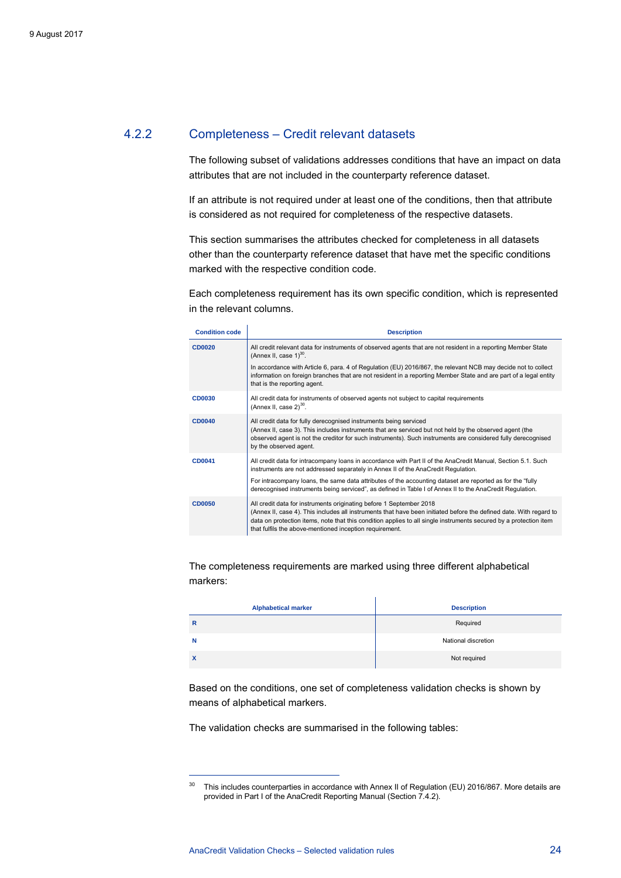### 4.2.2 Completeness – Credit relevant datasets

The following subset of validations addresses conditions that have an impact on data attributes that are not included in the counterparty reference dataset.

If an attribute is not required under at least one of the conditions, then that attribute is considered as not required for completeness of the respective datasets.

This section summarises the attributes checked for completeness in all datasets other than the counterparty reference dataset that have met the specific conditions marked with the respective condition code.

Each completeness requirement has its own specific condition, which is represented in the relevant columns.

| Condition code | Description |
|---|---|
| **CD0020** | All credit relevant data for instruments of observed agents that are not resident in a reporting Member State (Annex II, case 1)[30]. <br><br> In accordance with Article 6, para. 4 of Regulation (EU) 2016/867, the relevant NCB may decide not to collect information on foreign branches that are not resident in a reporting Member State and are part of a legal entity that is the reporting agent. |
| **CD0030** | All credit data for instruments of observed agents not subject to capital requirements (Annex II, case 2)[30]. |
| **CD0040** | All credit data for fully derecognised instruments being serviced (Annex II, case 3). This includes instruments that are serviced but not held by the observed agent (the observed agent is not the creditor for such instruments). Such instruments are considered fully derecognised by the observed agent. |
| **CD0041** | All credit data for intracompany loans in accordance with Part II of the AnaCredit Manual, Section 5.1. Such instruments are not addressed separately in Annex II of the AnaCredit Regulation. <br><br> For intracompany loans, the same data attributes of the accounting dataset are reported as for the "fully derecognised instruments being serviced", as defined in Table I of Annex II to the AnaCredit Regulation. |
| **CD0050** | All credit data for instruments originating before 1 September 2018 (Annex II, case 4). This includes all instruments that have been initiated before the defined date. With regard to data on protection items, note that this condition applies to all single instruments secured by a protection item that fulfils the above-mentioned inception requirement. |

The completeness requirements are marked using three different alphabetical markers:

| Alphabetical marker | Description |
|---|---|
| **R** | Required |
| **N** | National discretion |
| **X** | Not required |

Based on the conditions, one set of completeness validation checks is shown by means of alphabetical markers.

The validation checks are summarised in the following tables:

[30] This includes counterparties in accordance with Annex II of Regulation (EU) 2016/867. More details are provided in Part I of the AnaCredit Reporting Manual (Section 7.4.2).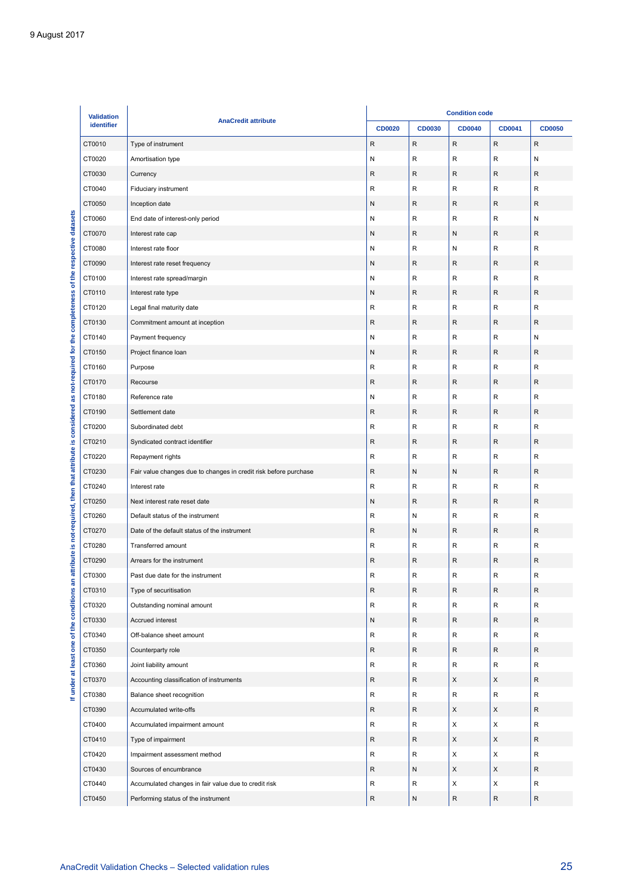| Validation identifier | AnaCredit attribute | Condition code | | | | |
|---|---|---|---|---|---|---|
| | | CD0020 | CD0030 | CD0040 | CD0041 | CD0050 |
| CT0010 | Type of instrument | R | R | R | R | R |
| CT0020 | Amortisation type | N | R | R | R | N |
| CT0030 | Currency | R | R | R | R | R |
| CT0040 | Fiduciary instrument | R | R | R | R | R |
| CT0050 | Inception date | N | R | R | R | R |
| CT0060 | End date of interest-only period | N | R | R | R | N |
| CT0070 | Interest rate cap | N | R | N | R | R |
| CT0080 | Interest rate floor | N | R | N | R | R |
| CT0090 | Interest rate reset frequency | N | R | R | R | R |
| CT0100 | Interest rate spread/margin | N | R | R | R | R |
| CT0110 | Interest rate type | N | R | R | R | R |
| CT0120 | Legal final maturity date | R | R | R | R | R |
| CT0130 | Commitment amount at inception | R | R | R | R | R |
| CT0140 | Payment frequency | N | R | R | R | N |
| CT0150 | Project finance loan | N | R | R | R | R |
| CT0160 | Purpose | R | R | R | R | R |
| CT0170 | Recourse | R | R | R | R | R |
| CT0180 | Reference rate | N | R | R | R | R |
| CT0190 | Settlement date | R | R | R | R | R |
| CT0200 | Subordinated debt | R | R | R | R | R |
| CT0210 | Syndicated contract identifier | R | R | R | R | R |
| CT0220 | Repayment rights | R | R | R | R | R |
| CT0230 | Fair value changes due to changes in credit risk before purchase | R | N | N | R | R |
| CT0240 | Interest rate | R | R | R | R | R |
| CT0250 | Next interest rate reset date | N | R | R | R | R |
| CT0260 | Default status of the instrument | R | N | R | R | R |
| CT0270 | Date of the default status of the instrument | R | N | R | R | R |
| CT0280 | Transferred amount | R | R | R | R | R |
| CT0290 | Arrears for the instrument | R | R | R | R | R |
| CT0300 | Past due date for the instrument | R | R | R | R | R |
| CT0310 | Type of securitisation | R | R | R | R | R |
| CT0320 | Outstanding nominal amount | R | R | R | R | R |
| CT0330 | Accrued interest | N | R | R | R | R |
| CT0340 | Off-balance sheet amount | R | R | R | R | R |
| CT0350 | Counterparty role | R | R | R | R | R |
| CT0360 | Joint liability amount | R | R | R | R | R |
| CT0370 | Accounting classification of instruments | R | R | X | X | R |
| CT0380 | Balance sheet recognition | R | R | R | R | R |
| CT0390 | Accumulated write-offs | R | R | X | X | R |
| CT0400 | Accumulated impairment amount | R | R | X | X | R |
| CT0410 | Type of impairment | R | R | X | X | R |
| CT0420 | Impairment assessment method | R | R | X | X | R |
| CT0430 | Sources of encumbrance | R | N | X | X | R |
| CT0440 | Accumulated changes in fair value due to credit risk | R | R | X | X | R |
| CT0450 | Performing status of the instrument | R | N | R | R | R |

If under at least one of the conditions an attribute is not-required, then that attribute is considered as not-required for the completeness of the respective datasets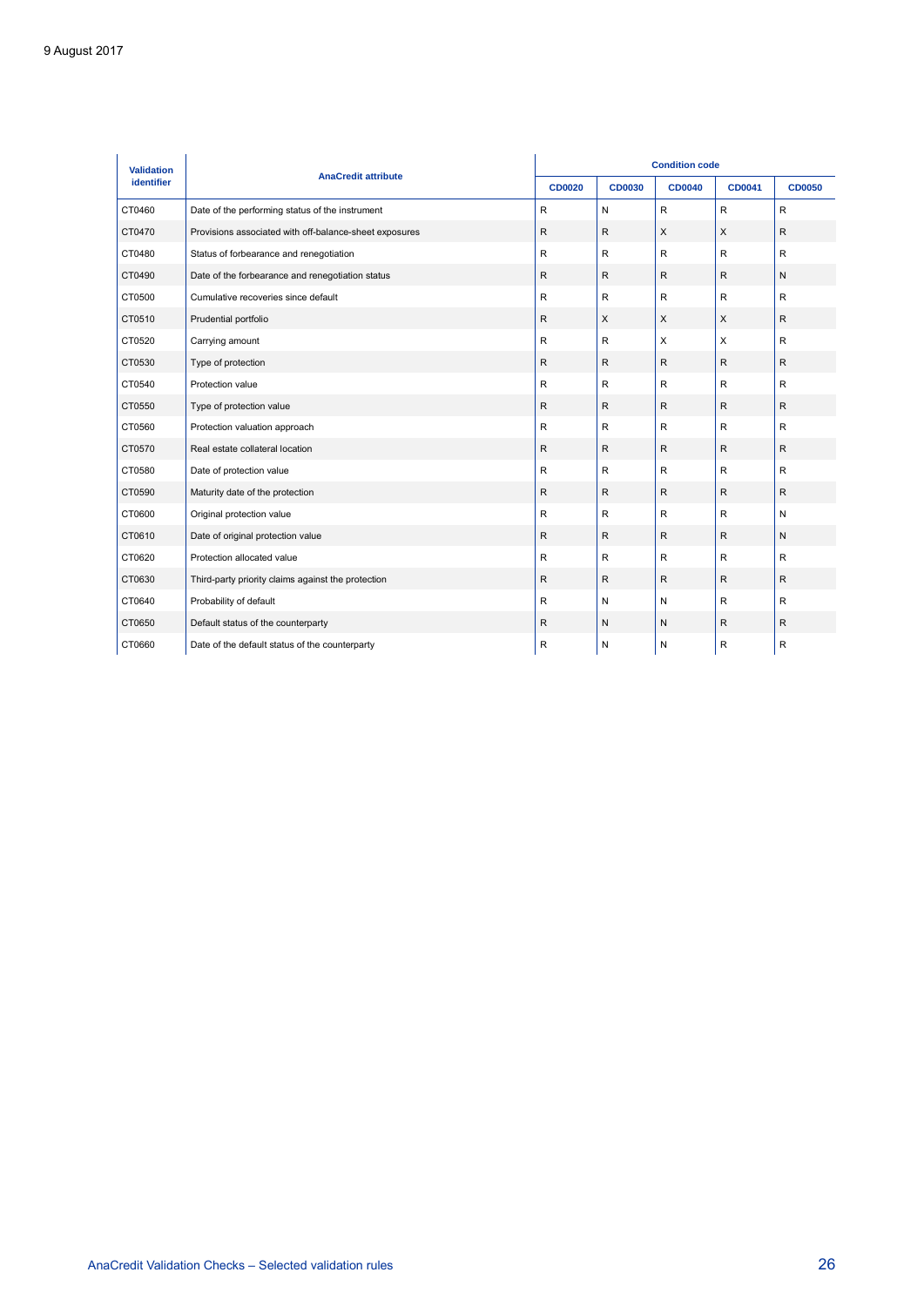| Validation identifier | AnaCredit attribute | Condition code | | | | |
|---|---|---|---|---|---|---|
| | | CD0020 | CD0030 | CD0040 | CD0041 | CD0050 |
| CT0460 | Date of the performing status of the instrument | R | N | R | R | R |
| CT0470 | Provisions associated with off-balance-sheet exposures | R | R | X | X | R |
| CT0480 | Status of forbearance and renegotiation | R | R | R | R | R |
| CT0490 | Date of the forbearance and renegotiation status | R | R | R | R | N |
| CT0500 | Cumulative recoveries since default | R | R | R | R | R |
| CT0510 | Prudential portfolio | R | X | X | X | R |
| CT0520 | Carrying amount | R | R | X | X | R |
| CT0530 | Type of protection | R | R | R | R | R |
| CT0540 | Protection value | R | R | R | R | R |
| CT0550 | Type of protection value | R | R | R | R | R |
| CT0560 | Protection valuation approach | R | R | R | R | R |
| CT0570 | Real estate collateral location | R | R | R | R | R |
| CT0580 | Date of protection value | R | R | R | R | R |
| CT0590 | Maturity date of the protection | R | R | R | R | R |
| CT0600 | Original protection value | R | R | R | R | N |
| CT0610 | Date of original protection value | R | R | R | R | N |
| CT0620 | Protection allocated value | R | R | R | R | R |
| CT0630 | Third-party priority claims against the protection | R | R | R | R | R |
| CT0640 | Probability of default | R | N | N | R | R |
| CT0650 | Default status of the counterparty | R | N | N | R | R |
| CT0660 | Date of the default status of the counterparty | R | N | N | R | R |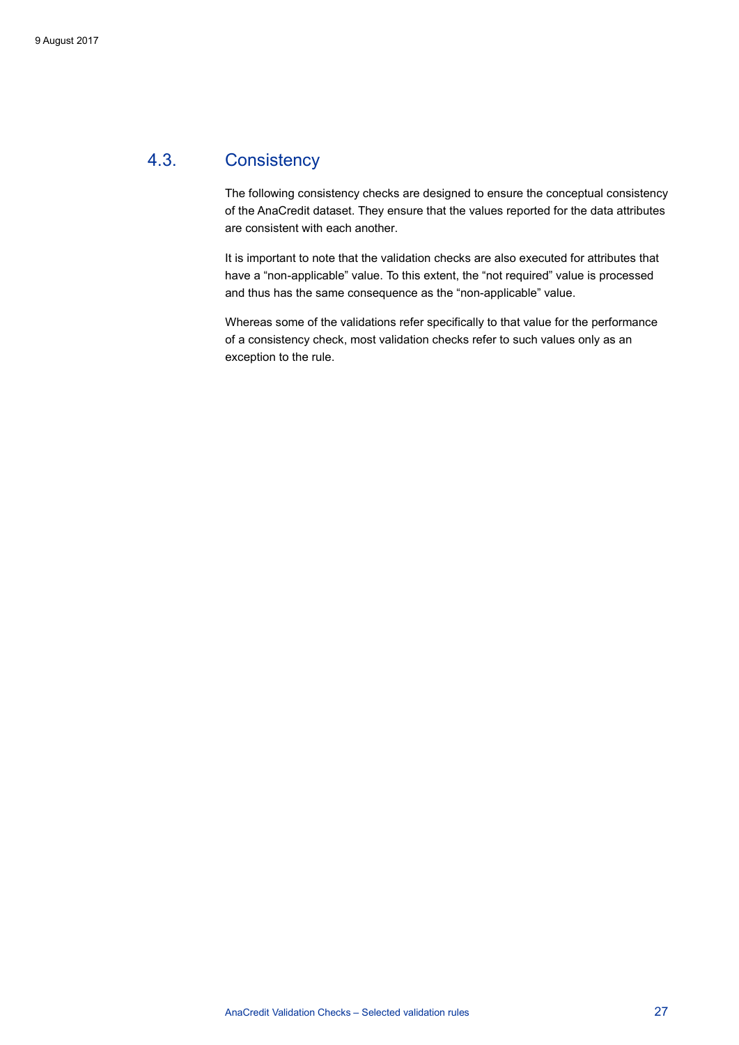## 4.3. Consistency

The following consistency checks are designed to ensure the conceptual consistency of the AnaCredit dataset. They ensure that the values reported for the data attributes are consistent with each another.

It is important to note that the validation checks are also executed for attributes that have a “non-applicable” value. To this extent, the “not required” value is processed and thus has the same consequence as the “non-applicable” value.

Whereas some of the validations refer specifically to that value for the performance of a consistency check, most validation checks refer to such values only as an exception to the rule.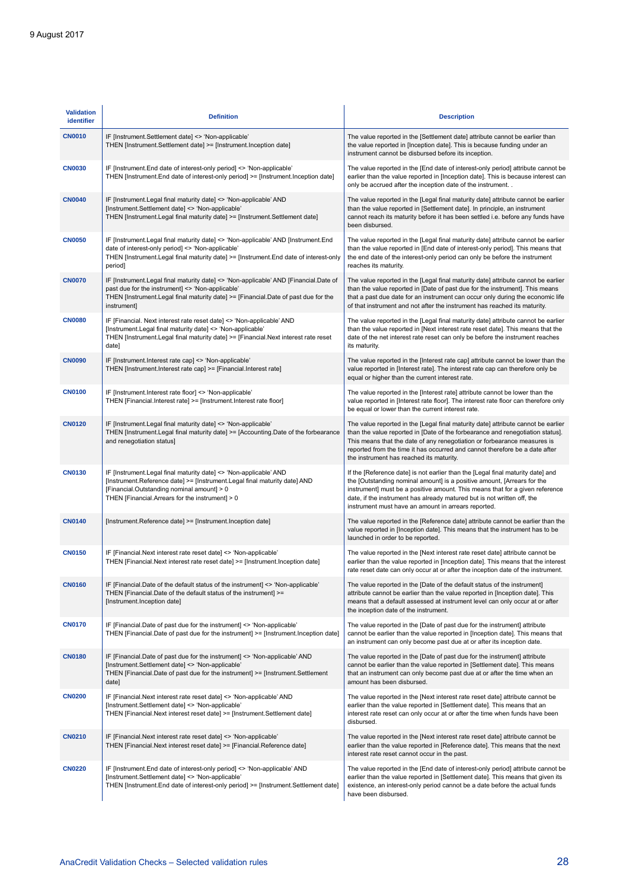9 August 2017

| Validation identifier | Definition | Description |
| --- | --- | --- |
| **CN0010** | IF [Instrument.Settlement date] <> 'Non-applicable' THEN [Instrument.Settlement date] >= [Instrument.Inception date] | The value reported in the [Settlement date] attribute cannot be earlier than the value reported in [Inception date]. This is because funding under an instrument cannot be disbursed before its inception. |
| **CN0030** | IF [Instrument.End date of interest-only period] <> 'Non-applicable' THEN [Instrument.End date of interest-only period] >= [Instrument.Inception date] | The value reported in the [End date of interest-only period] attribute cannot be earlier than the value reported in [Inception date]. This is because interest can only be accrued after the inception date of the instrument. . |
| **CN0040** | IF [Instrument.Legal final maturity date] <> 'Non-applicable' AND [Instrument.Settlement date] <> 'Non-applicable' THEN [Instrument.Legal final maturity date] >= [Instrument.Settlement date] | The value reported in the [Legal final maturity date] attribute cannot be earlier than the value reported in [Settlement date]. In principle, an instrument cannot reach its maturity before it has been settled i.e. before any funds have been disbursed. |
| **CN0050** | IF [Instrument.Legal final maturity date] <> 'Non-applicable' AND [Instrument.End date of interest-only period] <> 'Non-applicable' THEN [Instrument.Legal final maturity date] >= [Instrument.End date of interest-only period] | The value reported in the [Legal final maturity date] attribute cannot be earlier than the value reported in [End date of interest-only period]. This means that the end date of the interest-only period can only be before the instrument reaches its maturity. |
| **CN0070** | IF [Instrument.Legal final maturity date] <> 'Non-applicable' AND [Financial.Date of past due for the instrument] <> 'Non-applicable' THEN [Instrument.Legal final maturity date] >= [Financial.Date of past due for the instrument] | The value reported in the [Legal final maturity date] attribute cannot be earlier than the value reported in [Date of past due for the instrument]. This means that a past due date for an instrument can occur only during the economic life of that instrument and not after the instrument has reached its maturity. |
| **CN0080** | IF [Financial. Next interest rate reset date] <> 'Non-applicable' AND [Instrument.Legal final maturity date] <> 'Non-applicable' THEN [Instrument.Legal final maturity date] >= [Financial.Next interest rate reset date] | The value reported in the [Legal final maturity date] attribute cannot be earlier than the value reported in [Next interest rate reset date]. This means that the date of the net interest rate reset can only be before the instrument reaches its maturity. |
| **CN0090** | IF [Instrument.Interest rate cap] <> 'Non-applicable' THEN [Instrument.Interest rate cap] >= [Financial.Interest rate] | The value reported in the [Interest rate cap] attribute cannot be lower than the value reported in [Interest rate]. The interest rate cap can therefore only be equal or higher than the current interest rate. |
| **CN0100** | IF [Instrument.Interest rate floor] <> 'Non-applicable' THEN [Financial.Interest rate] >= [Instrument.Interest rate floor] | The value reported in the [Interest rate] attribute cannot be lower than the value reported in [Interest rate floor]. The interest rate floor can therefore only be equal or lower than the current interest rate. |
| **CN0120** | IF [Instrument.Legal final maturity date] <> 'Non-applicable' THEN [Instrument.Legal final maturity date] >= [Accounting.Date of the forbearance and renegotiation status] | The value reported in the [Legal final maturity date] attribute cannot be earlier than the value reported in [Date of the forbearance and renegotiation status]. This means that the date of any renegotiation or forbearance measures is reported from the time it has occurred and cannot therefore be a date after the instrument has reached its maturity. |
| **CN0130** | IF [Instrument.Legal final maturity date] <> 'Non-applicable' AND [Instrument.Reference date] >= [Instrument.Legal final maturity date] AND [Financial.Outstanding nominal amount] > 0 THEN [Financial.Arrears for the instrument] > 0 | If the [Reference date] is not earlier than the [Legal final maturity date] and the [Outstanding nominal amount] is a positive amount, [Arrears for the instrument] must be a positive amount. This means that for a given reference date, if the instrument has already matured but is not written off, the instrument must have an amount in arrears reported. |
| **CN0140** | [Instrument.Reference date] >= [Instrument.Inception date] | The value reported in the [Reference date] attribute cannot be earlier than the value reported in [Inception date]. This means that the instrument has to be launched in order to be reported. |
| **CN0150** | IF [Financial.Next interest rate reset date] <> 'Non-applicable' THEN [Financial.Next interest rate reset date] >= [Instrument.Inception date] | The value reported in the [Next interest rate reset date] attribute cannot be earlier than the value reported in [Inception date]. This means that the interest rate reset date can only occur at or after the inception date of the instrument. |
| **CN0160** | IF [Financial.Date of the default status of the instrument] <> 'Non-applicable' THEN [Financial.Date of the default status of the instrument] >= [Instrument.Inception date] | The value reported in the [Date of the default status of the instrument] attribute cannot be earlier than the value reported in [Inception date]. This means that a default assessed at instrument level can only occur at or after the inception date of the instrument. |
| **CN0170** | IF [Financial.Date of past due for the instrument] <> 'Non-applicable' THEN [Financial.Date of past due for the instrument] >= [Instrument.Inception date] | The value reported in the [Date of past due for the instrument] attribute cannot be earlier than the value reported in [Inception date]. This means that an instrument can only become past due at or after its inception date. |
| **CN0180** | IF [Financial.Date of past due for the instrument] <> 'Non-applicable' AND [Instrument.Settlement date] <> 'Non-applicable' THEN [Financial.Date of past due for the instrument] >= [Instrument.Settlement date] | The value reported in the [Date of past due for the instrument] attribute cannot be earlier than the value reported in [Settlement date]. This means that an instrument can only become past due at or after the time when an amount has been disbursed. |
| **CN0200** | IF [Financial.Next interest rate reset date] <> 'Non-applicable' AND [Instrument.Settlement date] <> 'Non-applicable' THEN [Financial.Next interest reset date] >= [Instrument.Settlement date] | The value reported in the [Next interest rate reset date] attribute cannot be earlier than the value reported in [Settlement date]. The time means that an interest rate reset can only occur at or after the time when funds have been disbursed. |
| **CN0210** | IF [Financial.Next interest rate reset date] <> 'Non-applicable' THEN [Financial.Next interest reset date] >= [Financial.Reference date] | The value reported in the [Next interest rate reset date] attribute cannot be earlier than the value reported in [Reference date]. This means that the next interest rate reset cannot occur in the past. |
| **CN0220** | IF [Instrument.End date of interest-only period] <> 'Non-applicable' AND [Instrument.Settlement date] <> 'Non-applicable' THEN [Instrument.End date of interest-only period] >= [Instrument.Settlement date] | The value reported in the [End date of interest-only period] attribute cannot be earlier than the value reported in [Settlement date]. This means that given its existence, an interest-only period cannot be a date before the actual funds have been disbursed. |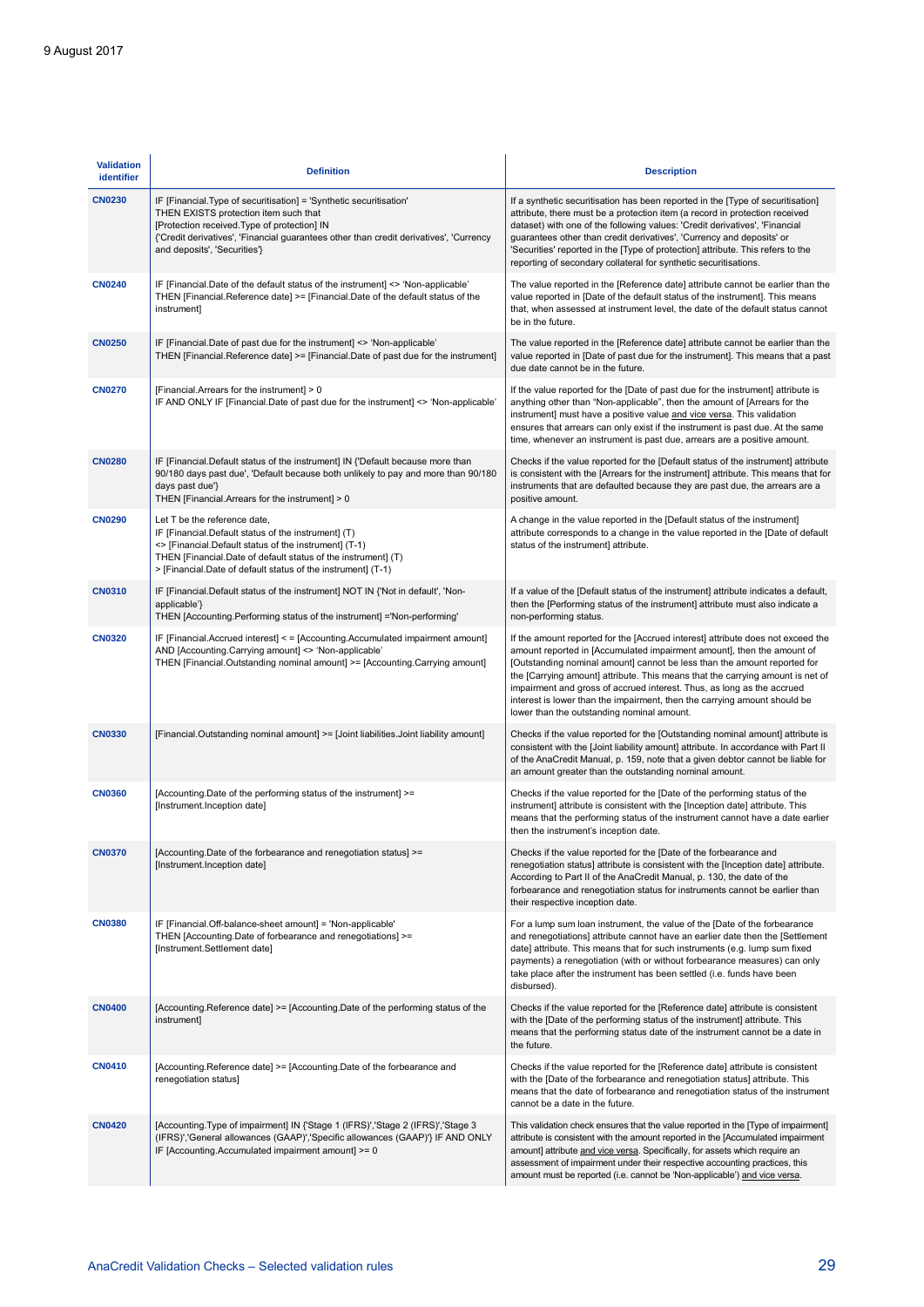9 August 2017

| Validation identifier | Definition | Description |
|---|---|---|
| **CN0230** | IF [Financial.Type of securitisation] = 'Synthetic securitisation' THEN EXISTS protection item such that [Protection received.Type of protection] IN {'Credit derivatives', 'Financial guarantees other than credit derivatives', 'Currency and deposits', 'Securities'} | If a synthetic securitisation has been reported in the [Type of securitisation] attribute, there must be a protection item (a record in protection received dataset) with one of the following values: 'Credit derivatives', 'Financial guarantees other than credit derivatives', 'Currency and deposits' or 'Securities' reported in the [Type of protection] attribute. This refers to the reporting of secondary collateral for synthetic securitisations. |
| **CN0240** | IF [Financial.Date of the default status of the instrument] <> 'Non-applicable' THEN [Financial.Reference date] >= [Financial.Date of the default status of the instrument] | The value reported in the [Reference date] attribute cannot be earlier than the value reported in [Date of the default status of the instrument]. This means that, when assessed at instrument level, the date of the default status cannot be in the future. |
| **CN0250** | IF [Financial.Date of past due for the instrument] <> 'Non-applicable' THEN [Financial.Reference date] >= [Financial.Date of past due for the instrument] | The value reported in the [Reference date] attribute cannot be earlier than the value reported in [Date of past due for the instrument]. This means that a past due date cannot be in the future. |
| **CN0270** | [Financial.Arrears for the instrument] > 0 IF AND ONLY IF [Financial.Date of past due for the instrument] <> 'Non-applicable' | If the value reported for the [Date of past due for the instrument] attribute is anything other than "Non-applicable", then the amount of [Arrears for the instrument] must have a positive value and vice versa. This validation ensures that arrears can only exist if the instrument is past due. At the same time, whenever an instrument is past due, arrears are a positive amount. |
| **CN0280** | IF [Financial.Default status of the instrument] IN {'Default because more than 90/180 days past due', 'Default because both unlikely to pay and more than 90/180 days past due'} THEN [Financial.Arrears for the instrument] > 0 | Checks if the value reported for the [Default status of the instrument] attribute is consistent with the [Arrears for the instrument] attribute. This means that for instruments that are defaulted because they are past due, the arrears are a positive amount. |
| **CN0290** | Let T be the reference date, IF [Financial.Default status of the instrument] (T) <> [Financial.Default status of the instrument] (T-1) THEN [Financial.Date of default status of the instrument] (T) > [Financial.Date of default status of the instrument] (T-1) | A change in the value reported in the [Default status of the instrument] attribute corresponds to a change in the value reported in the [Date of default status of the instrument] attribute. |
| **CN0310** | IF [Financial.Default status of the instrument] NOT IN {'Not in default', 'Non-applicable'} THEN [Accounting.Performing status of the instrument] ='Non-performing' | If a value of the [Default status of the instrument] attribute indicates a default, then the [Performing status of the instrument] attribute must also indicate a non-performing status. |
| **CN0320** | IF [Financial.Accrued interest] < = [Accounting.Accumulated impairment amount] AND [Accounting.Carrying amount] <> 'Non-applicable' THEN [Financial.Outstanding nominal amount] >= [Accounting.Carrying amount] | If the amount reported for the [Accrued interest] attribute does not exceed the amount reported in [Accumulated impairment amount], then the amount of [Outstanding nominal amount] cannot be less than the amount reported for the [Carrying amount] attribute. This means that the carrying amount is net of impairment and gross of accrued interest. Thus, as long as the accrued interest is lower than the impairment, then the carrying amount should be lower than the outstanding nominal amount. |
| **CN0330** | [Financial.Outstanding nominal amount] >= [Joint liabilities.Joint liability amount] | Checks if the value reported for the [Outstanding nominal amount] attribute is consistent with the [Joint liability amount] attribute. In accordance with Part II of the AnaCredit Manual, p. 159, note that a given debtor cannot be liable for an amount greater than the outstanding nominal amount. |
| **CN0360** | [Accounting.Date of the performing status of the instrument] >= [Instrument.Inception date] | Checks if the value reported for the [Date of the performing status of the instrument] attribute is consistent with the [Inception date] attribute. This means that the performing status of the instrument cannot have a date earlier then the instrument's inception date. |
| **CN0370** | [Accounting.Date of the forbearance and renegotiation status] >= [Instrument.Inception date] | Checks if the value reported for the [Date of the forbearance and renegotiation status] attribute is consistent with the [Inception date] attribute. According to Part II of the AnaCredit Manual, p. 130, the date of the forbearance and renegotiation status for instruments cannot be earlier than their respective inception date. |
| **CN0380** | IF [Financial.Off-balance-sheet amount] = 'Non-applicable' THEN [Accounting.Date of forbearance and renegotiations] >= [Instrument.Settlement date] | For a lump sum loan instrument, the value of the [Date of the forbearance and renegotiations] attribute cannot have an earlier date then the [Settlement date] attribute. This means that for such instruments (e.g. lump sum fixed payments) a renegotiation (with or without forbearance measures) can only take place after the instrument has been settled (i.e. funds have been disbursed). |
| **CN0400** | [Accounting.Reference date] >= [Accounting.Date of the performing status of the instrument] | Checks if the value reported for the [Reference date] attribute is consistent with the [Date of the performing status of the instrument] attribute. This means that the performing status date of the instrument cannot be a date in the future. |
| **CN0410** | [Accounting.Reference date] >= [Accounting.Date of the forbearance and renegotiation status] | Checks if the value reported for the [Reference date] attribute is consistent with the [Date of the forbearance and renegotiation status] attribute. This means that the date of forbearance and renegotiation status of the instrument cannot be a date in the future. |
| **CN0420** | [Accounting.Type of impairment] IN {'Stage 1 (IFRS)','Stage 2 (IFRS)','Stage 3 (IFRS)','General allowances (GAAP)','Specific allowances (GAAP)'} IF AND ONLY IF [Accounting.Accumulated impairment amount] >= 0 | This validation check ensures that the value reported in the [Type of impairment] attribute is consistent with the amount reported in the [Accumulated impairment amount] attribute and vice versa. Specifically, for assets which require an assessment of impairment under their respective accounting practices, this amount must be reported (i.e. cannot be 'Non-applicable') and vice versa. |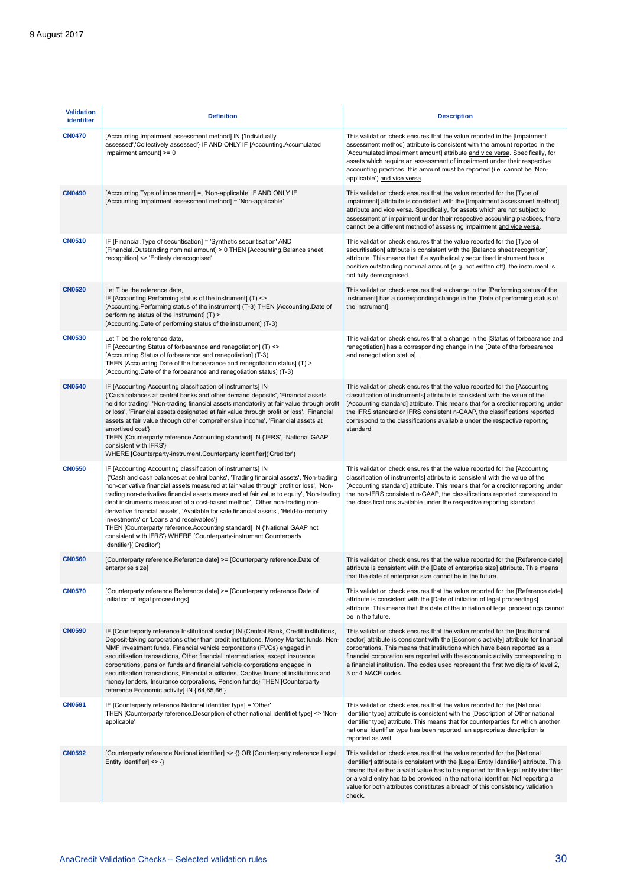| Validation identifier | Definition | Description |
| --- | --- | --- |
| CN0470 | [Accounting.Impairment assessment method] IN {'Individually assessed','Collectively assessed'} IF AND ONLY IF [Accounting.Accumulated impairment amount] >= 0 | This validation check ensures that the value reported in the [Impairment assessment method] attribute is consistent with the amount reported in the [Accumulated impairment amount] attribute and vice versa. Specifically, for assets which require an assessment of impairment under their respective accounting practices, this amount must be reported (i.e. cannot be 'Non-applicable') and vice versa. |
| CN0490 | [Accounting.Type of impairment] =, 'Non-applicable' IF AND ONLY IF [Accounting.Impairment assessment method] = 'Non-applicable' | This validation check ensures that the value reported for the [Type of impairment] attribute is consistent with the [Impairment assessment method] attribute and vice versa. Specifically, for assets which are not subject to assessment of impairment under their respective accounting practices, there cannot be a different method of assessing impairment and vice versa. |
| CN0510 | IF [Financial.Type of securitisation] = 'Synthetic securitisation' AND [Financial.Outstanding nominal amount] > 0 THEN [Accounting.Balance sheet recognition] <> 'Entirely derecognised' | This validation check ensures that the value reported for the [Type of securitisation] attribute is consistent with the [Balance sheet recognition] attribute. This means that if a synthetically securitised instrument has a positive outstanding nominal amount (e.g. not written off), the instrument is not fully derecognised. |
| CN0520 | Let T be the reference date,<br>IF [Accounting.Performing status of the instrument] (T) <> [Accounting.Performing status of the instrument] (T-3) THEN [Accounting.Date of performing status of the instrument] (T) > [Accounting.Date of performing status of the instrument] (T-3) | This validation check ensures that a change in the [Performing status of the instrument] has a corresponding change in the [Date of performing status of the instrument]. |
| CN0530 | Let T be the reference date,<br>IF [Accounting.Status of forbearance and renegotiation] (T) <> [Accounting.Status of forbearance and renegotiation] (T-3)<br>THEN [Accounting.Date of the forbearance and renegotiation status] (T) > [Accounting.Date of the forbearance and renegotiation status] (T-3) | This validation check ensures that a change in the [Status of forbearance and renegotiation] has a corresponding change in the [Date of the forbearance and renegotiation status]. |
| CN0540 | IF [Accounting.Accounting classification of instruments] IN {'Cash balances at central banks and other demand deposits', 'Financial assets held for trading', 'Non-trading financial assets mandatorily at fair value through profit or loss', 'Financial assets designated at fair value through profit or loss', 'Financial assets at fair value through other comprehensive income', 'Financial assets at amortised cost'}<br>THEN [Counterparty reference.Accounting standard] IN {'IFRS', 'National GAAP consistent with IFRS'}<br>WHERE [Counterparty-instrument.Counterparty identifier]('Creditor') | This validation check ensures that the value reported for the [Accounting classification of instruments] attribute is consistent with the value of the [Accounting standard] attribute. This means that for a creditor reporting under the IFRS standard or IFRS consistent n-GAAP, the classifications reported correspond to the classifications available under the respective reporting standard. |
| CN0550 | IF [Accounting.Accounting classification of instruments] IN {'Cash and cash balances at central banks', 'Trading financial assets', 'Non-trading non-derivative financial assets measured at fair value through profit or loss', 'Non-trading non-derivative financial assets measured at fair value to equity', 'Non-trading debt instruments measured at a cost-based method', 'Other non-trading non-derivative financial assets', 'Available for sale financial assets', 'Held-to-maturity investments' or 'Loans and receivables'}<br>THEN [Counterparty reference.Accounting standard] IN {'National GAAP not consistent with IFRS'} WHERE [Counterparty-instrument.Counterparty identifier]('Creditor') | This validation check ensures that the value reported for the [Accounting classification of instruments] attribute is consistent with the value of the [Accounting standard] attribute. This means that for a creditor reporting under the non-IFRS consistent n-GAAP, the classifications reported correspond to the classifications available under the respective reporting standard. |
| CN0560 | [Counterparty reference.Reference date] >= [Counterparty reference.Date of enterprise size] | This validation check ensures that the value reported for the [Reference date] attribute is consistent with the [Date of enterprise size] attribute. This means that the date of enterprise size cannot be in the future. |
| CN0570 | [Counterparty reference.Reference date] >= [Counterparty reference.Date of initiation of legal proceedings] | This validation check ensures that the value reported for the [Reference date] attribute is consistent with the [Date of initiation of legal proceedings] attribute. This means that the date of the initiation of legal proceedings cannot be in the future. |
| CN0590 | IF [Counterparty reference.Institutional sector] IN {Central Bank, Credit institutions, Deposit-taking corporations other than credit institutions, Money Market funds, Non-MMF investment funds, Financial vehicle corporations (FVCs) engaged in securitisation transactions, Other financial intermediaries, except insurance corporations, pension funds and financial vehicle corporations engaged in securitisation transactions, Financial auxiliaries, Captive financial institutions and money lenders, Insurance corporations, Pension funds} THEN [Counterparty reference.Economic activity] IN {'64,65,66'} | This validation check ensures that the value reported for the [Institutional sector] attribute is consistent with the [Economic activity] attribute for financial corporations. This means that institutions which have been reported as a financial corporation are reported with the economic activity corresponding to a financial institution. The codes used represent the first two digits of level 2, 3 or 4 NACE codes. |
| CN0591 | IF [Counterparty reference.National identifier type] = 'Other'<br>THEN [Counterparty reference.Description of other national identifiet type] <> 'Non-applicable' | This validation check ensures that the value reported for the [National identifier type] attribute is consistent with the [Description of Other national identifier type] attribute. This means that for counterparties for which another national identifier type has been reported, an appropriate description is reported as well. |
| CN0592 | [Counterparty reference.National identifier] <> {} OR [Counterparty reference.Legal Entity Identifier] <> {} | This validation check ensures that the value reported for the [National identifier] attribute is consistent with the [Legal Entity Identifier] attribute. This means that either a valid value has to be reported for the legal entity identifier or a valid entry has to be provided in the national identifier. Not reporting a value for both attributes constitutes a breach of this consistency validation check. |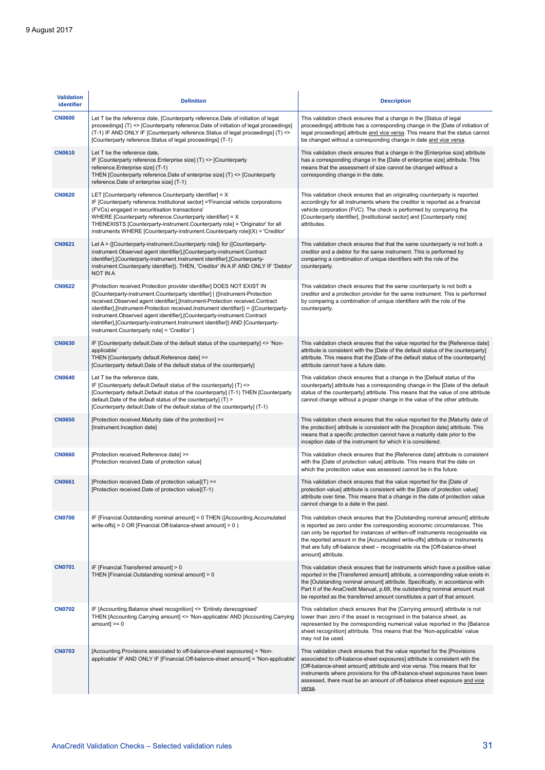9 August 2017

| Validation identifier | Definition | Description |
|---|---|---|
| **CN0600** | Let T be the reference date, [Counterparty reference.Date of initiation of legal proceedings] (T) <> [Counterparty reference.Date of initiation of legal proceedings] (T-1) IF AND ONLY IF [Counterparty reference.Status of legal proceedings] (T) <> [Counterparty reference.Status of legal proceedings] (T-1) | This validation check ensures that a change in the [Status of legal proceedings] attribute has a corresponding change in the [Date of initiation of legal proceedings] attribute and vice versa. This means that the status cannot be changed without a corresponding change in date and vice versa. |
| **CN0610** | Let T be the reference date, IF [Counterparty reference.Enterprise size] (T) <> [Counterparty reference.Enterprise size] (T-1) THEN [Counterparty reference.Date of enterprise size] (T) <> [Counterparty reference.Date of enterprise size] (T-1) | This validation check ensures that a change in the [Enterprise size] attribute has a corresponding change in the [Date of enterprise size] attribute. This means that the assessment of size cannot be changed without a corresponding change in the date. |
| **CN0620** | LET [Counterparty reference.Counterparty identifier] = X IF [Counterparty reference.Institutional sector] ='Financial vehicle corporations (FVCs) engaged in securitisation transactions' WHERE [Counterparty reference.Counterparty identifier] = X THENEXISTS [Counterparty-instrument.Counterparty role] = 'Originator' for all instruments WHERE [Counterparty-instrument.Counterparty role](X) = 'Creditor' | This validation check ensures that an originating counterparty is reported accordingly for all instruments where the creditor is reported as a financial vehicle corporation (FVC). The check is performed by comparing the [Counterparty identifier], [Institutional sector] and [Counterparty role] attributes. |
| **CN0621** | Let A = {[Counterparty-instrument.Counterparty role]} for ([Counterparty-instrument.Observed agent identifier],[Counterparty-instrument.Contract identifier],[Counterparty-instrument.Instrument identifier],[Counterparty-instrument.Counterparty identifier]). THEN, 'Creditor' IN A IF AND ONLY IF 'Debtor' NOT IN A | This validation check ensures that that the same counterparty is not both a creditor and a debtor for the same instrument. This is performed by comparing a combination of unique identifiers with the role of the counterparty. |
| **CN0622** | [Protection received.Protection provider identifier] DOES NOT EXIST IN {[Counterparty-instrument.Counterparty identifier] \| ([Instrument-Protection received.Observed agent identifier],[Instrument-Protection received.Contract identifier],[Instrument-Protection received.Instrument identifier]) = ([Counterparty-instrument.Observed agent identifier],[Counterparty-instrument.Contract identifier],[Counterparty-instrument.Instrument identifier]) AND [Counterparty-instrument.Counterparty role] = 'Creditor' } | This validation check ensures that the same counterparty is not both a creditor and a protection provider for the same instrument. This is performed by comparing a combination of unique identifiers with the role of the counterparty. |
| **CN0630** | IF [Counterparty default.Date of the default status of the counterparty] <> 'Non-applicable' THEN [Counterparty default.Reference date] >= [Counterparty default.Date of the default status of the counterparty] | This validation check ensures that the value reported for the [Reference date] attribute is consistent with the [Date of the default status of the counterparty] attribute. This means that the [Date of the default status of the counterparty] attribute cannot have a future date. |
| **CN0640** | Let T be the reference date, IF [Counterparty default.Default status of the counterparty] (T) <> [Counterparty default.Default status of the counterparty] (T-1) THEN [Counterparty default.Date of the default status of the counterparty] (T) > [Counterparty default.Date of the default status of the counterparty] (T-1) | This validation check ensures that a change in the [Default status of the counterparty] attribute has a corresponding change in the [Date of the default status of the counterparty] attribute. This means that the value of one attribute cannot change without a proper change in the value of the other attribute. |
| **CN0650** | [Protection received.Maturity date of the protection] >= [Instrument.Inception date] | This validation check ensures that the value reported for the [Maturity date of the protection] attribute is consistent with the [Inception date] attribute. This means that a specific protection cannot have a maturity date prior to the inception date of the instrument for which it is considered. |
| **CN0660** | [Protection received.Reference date] >= [Protection received.Date of protection value] | This validation check ensures that the [Reference date] attribute is consistent with the [Date of protection value] attribute. This means that the date on which the protection value was assessed cannot be in the future. |
| **CN0661** | [Protection received.Date of protection value](T) >= [Protection received.Date of protection value](T-1) | This validation check ensures that the value reported for the [Date of protection value] attribute is consistent with the [Date of protection value] attribute over time. This means that a change in the date of protection value cannot change to a date in the past. |
| **CN0700** | IF [Financial.Outstanding nominal amount] = 0 THEN ([Accounting.Accumulated write-offs] > 0 OR [Financial.Off-balance-sheet amount] > 0 ) | This validation check ensures that the [Outstanding nominal amount] attribute is reported as zero under the corresponding economic circumstances. This can only be reported for instances of written-off instruments recognisable via the reported amount in the [Accumulated write-offs] attribute or instruments that are fully off-balance sheet – recognisable via the [Off-balance-sheet amount] attribute. |
| **CN0701** | IF [Financial.Transferred amount] > 0 THEN [Financial.Outstanding nominal amount] > 0 | This validation check ensures that for instruments which have a positive value reported in the [Transferred amount] attribute, a corresponding value exists in the [Outstanding nominal amount] attribute. Specifically, in accordance with Part II of the AnaCredit Manual, p.68, the outstanding nominal amount must be reported as the transferred amount constitutes a part of that amount. |
| **CN0702** | IF [Accounting.Balance sheet recognition] <> 'Entirely derecognised' THEN [Accounting.Carrying amount] <> 'Non-applicable' AND [Accounting.Carrying amount] >= 0 | This validation check ensures that the [Carrying amount] attribute is not lower than zero if the asset is recognised in the balance sheet, as represented by the corresponding numerical value reported in the [Balance sheet recognition] attribute. This means that the 'Non-applicable' value may not be used. |
| **CN0703** | [Accounting.Provisions associated to off-balance-sheet exposures] = 'Non-applicable' IF AND ONLY IF [Financial.Off-balance-sheet amount] = 'Non-applicable' | This validation check ensures that the value reported for the [Provisions associated to off-balance-sheet exposures] attribute is consistent with the [Off-balance-sheet amount] attribute and vice versa. This means that for instruments where provisions for the off-balance-sheet exposures have been assessed, there must be an amount of off-balance sheet exposure and vice versa. |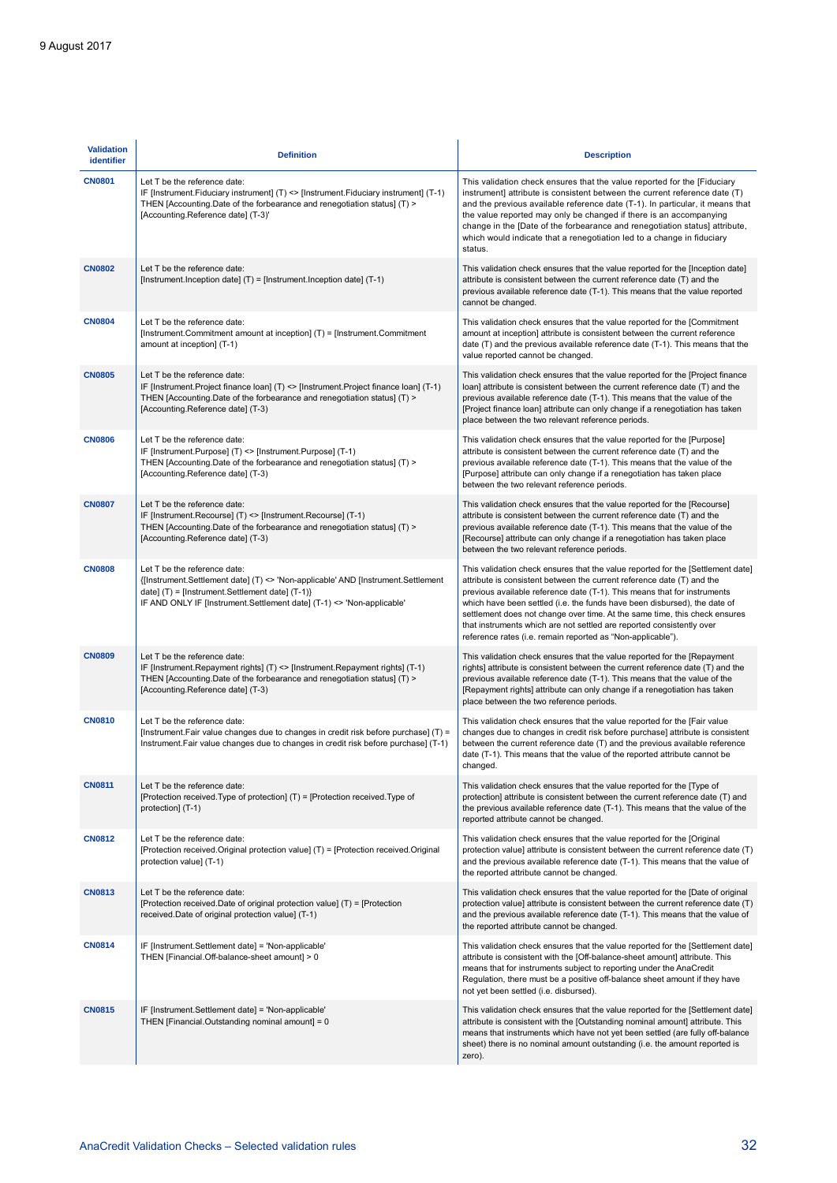9 August 2017

| Validation identifier | Definition | Description |
|---|---|---|
| **CN0801** | Let T be the reference date:<br>IF [Instrument.Fiduciary instrument] (T) <> [Instrument.Fiduciary instrument] (T-1) THEN [Accounting.Date of the forbearance and renegotiation status] (T) > [Accounting.Reference date] (T-3)' | This validation check ensures that the value reported for the [Fiduciary instrument] attribute is consistent between the current reference date (T) and the previous available reference date (T-1). In particular, it means that the value reported may only be changed if there is an accompanying change in the [Date of the forbearance and renegotiation status] attribute, which would indicate that a renegotiation led to a change in fiduciary status. |
| **CN0802** | Let T be the reference date:<br>[Instrument.Inception date] (T) = [Instrument.Inception date] (T-1) | This validation check ensures that the value reported for the [Inception date] attribute is consistent between the current reference date (T) and the previous available reference date (T-1). This means that the value reported cannot be changed. |
| **CN0804** | Let T be the reference date:<br>[Instrument.Commitment amount at inception] (T) = [Instrument.Commitment amount at inception] (T-1) | This validation check ensures that the value reported for the [Commitment amount at inception] attribute is consistent between the current reference date (T) and the previous available reference date (T-1). This means that the value reported cannot be changed. |
| **CN0805** | Let T be the reference date:<br>IF [Instrument.Project finance loan] (T) <> [Instrument.Project finance loan] (T-1) THEN [Accounting.Date of the forbearance and renegotiation status] (T) > [Accounting.Reference date] (T-3) | This validation check ensures that the value reported for the [Project finance loan] attribute is consistent between the current reference date (T) and the previous available reference date (T-1). This means that the value of the [Project finance loan] attribute can only change if a renegotiation has taken place between the two relevant reference periods. |
| **CN0806** | Let T be the reference date:<br>IF [Instrument.Purpose] (T) <> [Instrument.Purpose] (T-1) THEN [Accounting.Date of the forbearance and renegotiation status] (T) > [Accounting.Reference date] (T-3) | This validation check ensures that the value reported for the [Purpose] attribute is consistent between the current reference date (T) and the previous available reference date (T-1). This means that the value of the [Purpose] attribute can only change if a renegotiation has taken place between the two relevant reference periods. |
| **CN0807** | Let T be the reference date:<br>IF [Instrument.Recourse] (T) <> [Instrument.Recourse] (T-1) THEN [Accounting.Date of the forbearance and renegotiation status] (T) > [Accounting.Reference date] (T-3) | This validation check ensures that the value reported for the [Recourse] attribute is consistent between the current reference date (T) and the previous available reference date (T-1). This means that the value of the [Recourse] attribute can only change if a renegotiation has taken place between the two relevant reference periods. |
| **CN0808** | Let T be the reference date:<br>{[Instrument.Settlement date] (T) <> 'Non-applicable' AND [Instrument.Settlement date] (T) = [Instrument.Settlement date] (T-1)}<br>IF AND ONLY IF [Instrument.Settlement date] (T-1) <> 'Non-applicable' | This validation check ensures that the value reported for the [Settlement date] attribute is consistent between the current reference date (T) and the previous available reference date (T-1). This means that for instruments which have been settled (i.e. the funds have been disbursed), the date of settlement does not change over time. At the same time, this check ensures that instruments which are not settled are reported consistently over reference rates (i.e. remain reported as "Non-applicable"). |
| **CN0809** | Let T be the reference date:<br>IF [Instrument.Repayment rights] (T) <> [Instrument.Repayment rights] (T-1) THEN [Accounting.Date of the forbearance and renegotiation status] (T) > [Accounting.Reference date] (T-3) | This validation check ensures that the value reported for the [Repayment rights] attribute is consistent between the current reference date (T) and the previous available reference date (T-1). This means that the value of the [Repayment rights] attribute can only change if a renegotiation has taken place between the two reference periods. |
| **CN0810** | Let T be the reference date:<br>[Instrument.Fair value changes due to changes in credit risk before purchase] (T) = Instrument.Fair value changes due to changes in credit risk before purchase] (T-1) | This validation check ensures that the value reported for the [Fair value changes due to changes in credit risk before purchase] attribute is consistent between the current reference date (T) and the previous available reference date (T-1). This means that the value of the reported attribute cannot be changed. |
| **CN0811** | Let T be the reference date:<br>[Protection received.Type of protection] (T) = [Protection received.Type of protection] (T-1) | This validation check ensures that the value reported for the [Type of protection] attribute is consistent between the current reference date (T) and the previous available reference date (T-1). This means that the value of the reported attribute cannot be changed. |
| **CN0812** | Let T be the reference date:<br>[Protection received.Original protection value] (T) = [Protection received.Original protection value] (T-1) | This validation check ensures that the value reported for the [Original protection value] attribute is consistent between the current reference date (T) and the previous available reference date (T-1). This means that the value of the reported attribute cannot be changed. |
| **CN0813** | Let T be the reference date:<br>[Protection received.Date of original protection value] (T) = [Protection received.Date of original protection value] (T-1) | This validation check ensures that the value reported for the [Date of original protection value] attribute is consistent between the current reference date (T) and the previous available reference date (T-1). This means that the value of the reported attribute cannot be changed. |
| **CN0814** | IF [Instrument.Settlement date] = 'Non-applicable' THEN [Financial.Off-balance-sheet amount] > 0 | This validation check ensures that the value reported for the [Settlement date] attribute is consistent with the [Off-balance-sheet amount] attribute. This means that for instruments subject to reporting under the AnaCredit Regulation, there must be a positive off-balance sheet amount if they have not yet been settled (i.e. disbursed). |
| **CN0815** | IF [Instrument.Settlement date] = 'Non-applicable' THEN [Financial.Outstanding nominal amount] = 0 | This validation check ensures that the value reported for the [Settlement date] attribute is consistent with the [Outstanding nominal amount] attribute. This means that instruments which have not yet been settled (are fully off-balance sheet) there is no nominal amount outstanding (i.e. the amount reported is zero). |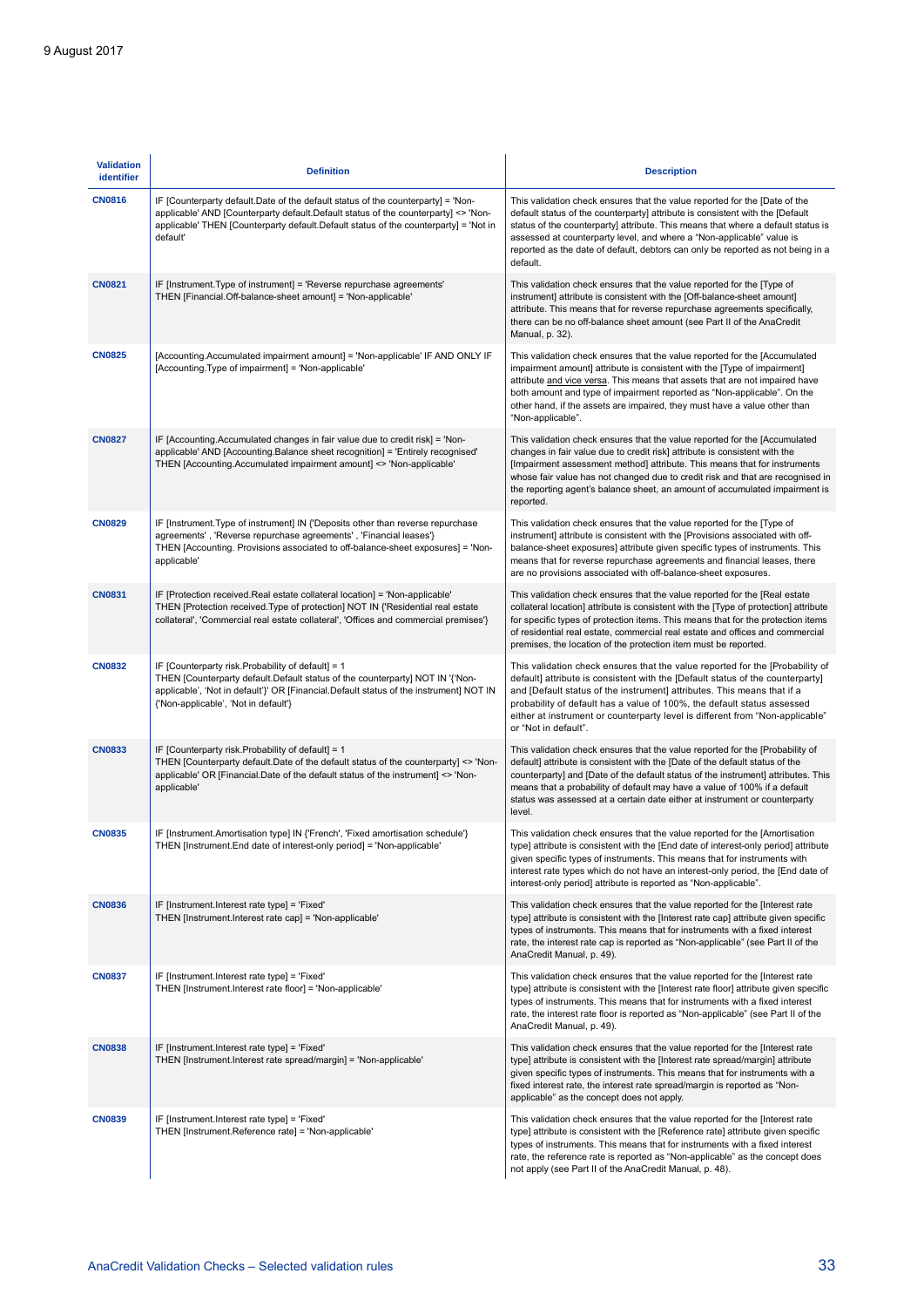| Validation identifier | Definition | Description |
|---|---|---|
| CN0816 | IF [Counterparty default.Date of the default status of the counterparty] = 'Non-applicable' AND [Counterparty default.Default status of the counterparty] <> 'Non-applicable' THEN [Counterparty default.Default status of the counterparty] = 'Not in default' | This validation check ensures that the value reported for the [Date of the default status of the counterparty] attribute is consistent with the [Default status of the counterparty] attribute. This means that where a default status is assessed at counterparty level, and where a "Non-applicable" value is reported as the date of default, debtors can only be reported as not being in a default. |
| CN0821 | IF [Instrument.Type of instrument] = 'Reverse repurchase agreements' THEN [Financial.Off-balance-sheet amount] = 'Non-applicable' | This validation check ensures that the value reported for the [Type of instrument] attribute is consistent with the [Off-balance-sheet amount] attribute. This means that for reverse repurchase agreements specifically, there can be no off-balance sheet amount (see Part II of the AnaCredit Manual, p. 32). |
| CN0825 | [Accounting.Accumulated impairment amount] = 'Non-applicable' IF AND ONLY IF [Accounting.Type of impairment] = 'Non-applicable' | This validation check ensures that the value reported for the [Accumulated impairment amount] attribute is consistent with the [Type of impairment] attribute and vice versa. This means that assets that are not impaired have both amount and type of impairment reported as "Non-applicable". On the other hand, if the assets are impaired, they must have a value other than "Non-applicable". |
| CN0827 | IF [Accounting.Accumulated changes in fair value due to credit risk] = 'Non-applicable' AND [Accounting.Balance sheet recognition] = 'Entirely recognised' THEN [Accounting.Accumulated impairment amount] <> 'Non-applicable' | This validation check ensures that the value reported for the [Accumulated changes in fair value due to credit risk] attribute is consistent with the [Impairment assessment method] attribute. This means that for instruments whose fair value has not changed due to credit risk and that are recognised in the reporting agent's balance sheet, an amount of accumulated impairment is reported. |
| CN0829 | IF [Instrument.Type of instrument] IN {'Deposits other than reverse repurchase agreements' , 'Reverse repurchase agreements' , 'Financial leases'} THEN [Accounting. Provisions associated to off-balance-sheet exposures] = 'Non-applicable' | This validation check ensures that the value reported for the [Type of instrument] attribute is consistent with the [Provisions associated with off-balance-sheet exposures] attribute given specific types of instruments. This means that for reverse repurchase agreements and financial leases, there are no provisions associated with off-balance-sheet exposures. |
| CN0831 | IF [Protection received.Real estate collateral location] = 'Non-applicable' THEN [Protection received.Type of protection] NOT IN {'Residential real estate collateral', 'Commercial real estate collateral', 'Offices and commercial premises'} | This validation check ensures that the value reported for the [Real estate collateral location] attribute is consistent with the [Type of protection] attribute for specific types of protection items. This means that for the protection items of residential real estate, commercial real estate and offices and commercial premises, the location of the protection item must be reported. |
| CN0832 | IF [Counterparty risk.Probability of default] = 1 THEN [Counterparty default.Default status of the counterparty] NOT IN '{'Non-applicable', 'Not in default'}' OR [Financial.Default status of the instrument] NOT IN {'Non-applicable', 'Not in default'} | This validation check ensures that the value reported for the [Probability of default] attribute is consistent with the [Default status of the counterparty] and [Default status of the instrument] attributes. This means that if a probability of default has a value of 100%, the default status assessed either at instrument or counterparty level is different from "Non-applicable" or "Not in default". |
| CN0833 | IF [Counterparty risk.Probability of default] = 1 THEN [Counterparty default.Date of the default status of the counterparty] <> 'Non-applicable' OR [Financial.Date of the default status of the instrument] <> 'Non-applicable' | This validation check ensures that the value reported for the [Probability of default] attribute is consistent with the [Date of the default status of the counterparty] and [Date of the default status of the instrument] attributes. This means that a probability of default may have a value of 100% if a default status was assessed at a certain date either at instrument or counterparty level. |
| CN0835 | IF [Instrument.Amortisation type] IN {'French', 'Fixed amortisation schedule'} THEN [Instrument.End date of interest-only period] = 'Non-applicable' | This validation check ensures that the value reported for the [Amortisation type] attribute is consistent with the [End date of interest-only period] attribute given specific types of instruments. This means that for instruments with interest rate types which do not have an interest-only period, the [End date of interest-only period] attribute is reported as "Non-applicable". |
| CN0836 | IF [Instrument.Interest rate type] = 'Fixed' THEN [Instrument.Interest rate cap] = 'Non-applicable' | This validation check ensures that the value reported for the [Interest rate type] attribute is consistent with the [Interest rate cap] attribute given specific types of instruments. This means that for instruments with a fixed interest rate, the interest rate cap is reported as "Non-applicable" (see Part II of the AnaCredit Manual, p. 49). |
| CN0837 | IF [Instrument.Interest rate type] = 'Fixed' THEN [Instrument.Interest rate floor] = 'Non-applicable' | This validation check ensures that the value reported for the [Interest rate type] attribute is consistent with the [Interest rate floor] attribute given specific types of instruments. This means that for instruments with a fixed interest rate, the interest rate floor is reported as "Non-applicable" (see Part II of the AnaCredit Manual, p. 49). |
| CN0838 | IF [Instrument.Interest rate type] = 'Fixed' THEN [Instrument.Interest rate spread/margin] = 'Non-applicable' | This validation check ensures that the value reported for the [Interest rate type] attribute is consistent with the [Interest rate spread/margin] attribute given specific types of instruments. This means that for instruments with a fixed interest rate, the interest rate spread/margin is reported as "Non-applicable" as the concept does not apply. |
| CN0839 | IF [Instrument.Interest rate type] = 'Fixed' THEN [Instrument.Reference rate] = 'Non-applicable' | This validation check ensures that the value reported for the [Interest rate type] attribute is consistent with the [Reference rate] attribute given specific types of instruments. This means that for instruments with a fixed interest rate, the reference rate is reported as "Non-applicable" as the concept does not apply (see Part II of the AnaCredit Manual, p. 48). |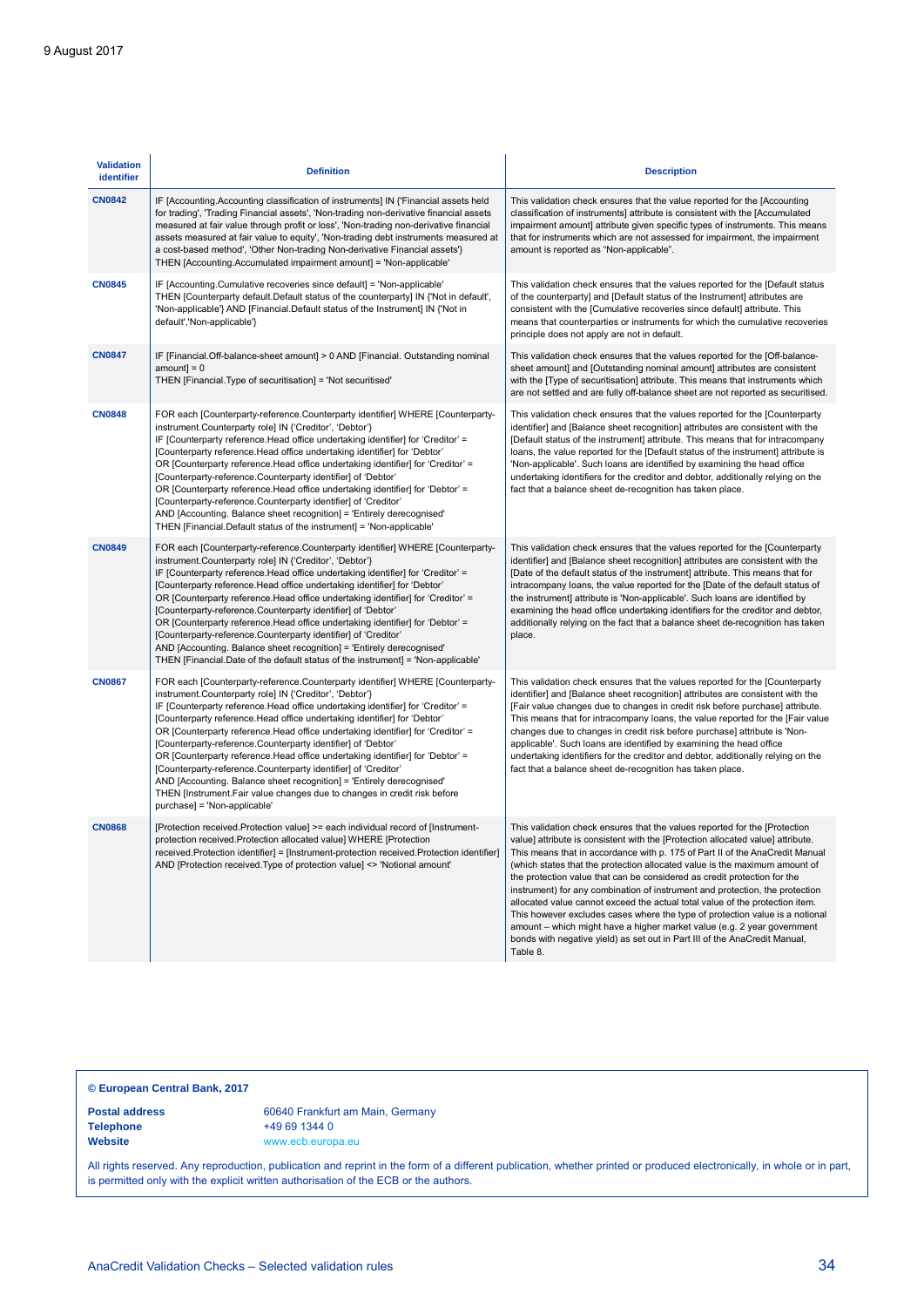| Validation identifier | Definition | Description |
|---|---|---|
| **CN0842** | IF [Accounting.Accounting classification of instruments] IN {'Financial assets held for trading', 'Trading Financial assets', 'Non-trading non-derivative financial assets measured at fair value through profit or loss', 'Non-trading non-derivative financial assets measured at fair value to equity', 'Non-trading debt instruments measured at a cost-based method', 'Other Non-trading Non-derivative Financial assets'} THEN [Accounting.Accumulated impairment amount] = 'Non-applicable' | This validation check ensures that the value reported for the [Accounting classification of instruments] attribute is consistent with the [Accumulated impairment amount] attribute given specific types of instruments. This means that for instruments which are not assessed for impairment, the impairment amount is reported as "Non-applicable". |
| **CN0845** | IF [Accounting.Cumulative recoveries since default] = 'Non-applicable' THEN [Counterparty default.Default status of the counterparty] IN {'Not in default', 'Non-applicable'} AND [Financial.Default status of the Instrument] IN {'Not in default','Non-applicable'} | This validation check ensures that the values reported for the [Default status of the counterparty] and [Default status of the Instrument] attributes are consistent with the [Cumulative recoveries since default] attribute. This means that counterparties or instruments for which the cumulative recoveries principle does not apply are not in default. |
| **CN0847** | IF [Financial.Off-balance-sheet amount] > 0 AND [Financial. Outstanding nominal amount] = 0 THEN [Financial.Type of securitisation] = 'Not securitised' | This validation check ensures that the values reported for the [Off-balance-sheet amount] and [Outstanding nominal amount] attributes are consistent with the [Type of securitisation] attribute. This means that instruments which are not settled and are fully off-balance sheet are not reported as securitised. |
| **CN0848** | FOR each [Counterparty-reference.Counterparty identifier] WHERE [Counterparty-instrument.Counterparty role] IN {'Creditor', 'Debtor'} IF [Counterparty reference.Head office undertaking identifier] for 'Creditor' = [Counterparty reference.Head office undertaking identifier] for 'Debtor' OR [Counterparty reference.Head office undertaking identifier] for 'Creditor' = [Counterparty-reference.Counterparty identifier] of 'Debtor' OR [Counterparty reference.Head office undertaking identifier] for 'Debtor' = [Counterparty-reference.Counterparty identifier] of 'Creditor' AND [Accounting. Balance sheet recognition] = 'Entirely derecognised' THEN [Financial.Default status of the instrument] = 'Non-applicable' | This validation check ensures that the values reported for the [Counterparty identifier] and [Balance sheet recognition] attributes are consistent with the [Default status of the instrument] attribute. This means that for intracompany loans, the value reported for the [Default status of the instrument] attribute is 'Non-applicable'. Such loans are identified by examining the head office undertaking identifiers for the creditor and debtor, additionally relying on the fact that a balance sheet de-recognition has taken place. |
| **CN0849** | FOR each [Counterparty-reference.Counterparty identifier] WHERE [Counterparty-instrument.Counterparty role] IN {'Creditor', 'Debtor'} IF [Counterparty reference.Head office undertaking identifier] for 'Creditor' = [Counterparty reference.Head office undertaking identifier] for 'Debtor' OR [Counterparty reference.Head office undertaking identifier] for 'Creditor' = [Counterparty-reference.Counterparty identifier] of 'Debtor' OR [Counterparty reference.Head office undertaking identifier] for 'Debtor' = [Counterparty-reference.Counterparty identifier] of 'Creditor' AND [Accounting. Balance sheet recognition] = 'Entirely derecognised' THEN [Financial.Date of the default status of the instrument] = 'Non-applicable' | This validation check ensures that the values reported for the [Counterparty identifier] and [Balance sheet recognition] attributes are consistent with the [Date of the default status of the instrument] attribute. This means that for intracompany loans, the value reported for the [Date of the default status of the instrument] attribute is 'Non-applicable'. Such loans are identified by examining the head office undertaking identifiers for the creditor and debtor, additionally relying on the fact that a balance sheet de-recognition has taken place. |
| **CN0867** | FOR each [Counterparty-reference.Counterparty identifier] WHERE [Counterparty-instrument.Counterparty role] IN {'Creditor', 'Debtor'} IF [Counterparty reference.Head office undertaking identifier] for 'Creditor' = [Counterparty reference.Head office undertaking identifier] for 'Debtor' OR [Counterparty reference.Head office undertaking identifier] for 'Creditor' = [Counterparty-reference.Counterparty identifier] of 'Debtor' OR [Counterparty reference.Head office undertaking identifier] for 'Debtor' = [Counterparty-reference.Counterparty identifier] of 'Creditor' AND [Accounting. Balance sheet recognition] = 'Entirely derecognised' THEN [Instrument.Fair value changes due to changes in credit risk before purchase] = 'Non-applicable' | This validation check ensures that the values reported for the [Counterparty identifier] and [Balance sheet recognition] attributes are consistent with the [Fair value changes due to changes in credit risk before purchase] attribute. This means that for intracompany loans, the value reported for the [Fair value changes due to changes in credit risk before purchase] attribute is 'Non-applicable'. Such loans are identified by examining the head office undertaking identifiers for the creditor and debtor, additionally relying on the fact that a balance sheet de-recognition has taken place. |
| **CN0868** | [Protection received.Protection value] >= each individual record of [Instrument-protection received.Protection allocated value] WHERE [Protection received.Protection identifier] = [Instrument-protection received.Protection identifier] AND [Protection received.Type of protection value] <> 'Notional amount' | This validation check ensures that the values reported for the [Protection value] attribute is consistent with the [Protection allocated value] attribute. This means that in accordance with p. 175 of Part II of the AnaCredit Manual (which states that the protection allocated value is the maximum amount of the protection value that can be considered as credit protection for the instrument) for any combination of instrument and protection, the protection allocated value cannot exceed the actual total value of the protection item. This however excludes cases where the type of protection value is a notional amount – which might have a higher market value (e.g. 2 year government bonds with negative yield) as set out in Part III of the AnaCredit Manual, Table 8. |

**© European Central Bank, 2017**

**Postal address** 60640 Frankfurt am Main, Germany
**Telephone** +49 69 1344 0
**Website** www.ecb.europa.eu

All rights reserved. Any reproduction, publication and reprint in the form of a different publication, whether printed or produced electronically, in whole or in part, is permitted only with the explicit written authorisation of the ECB or the authors.